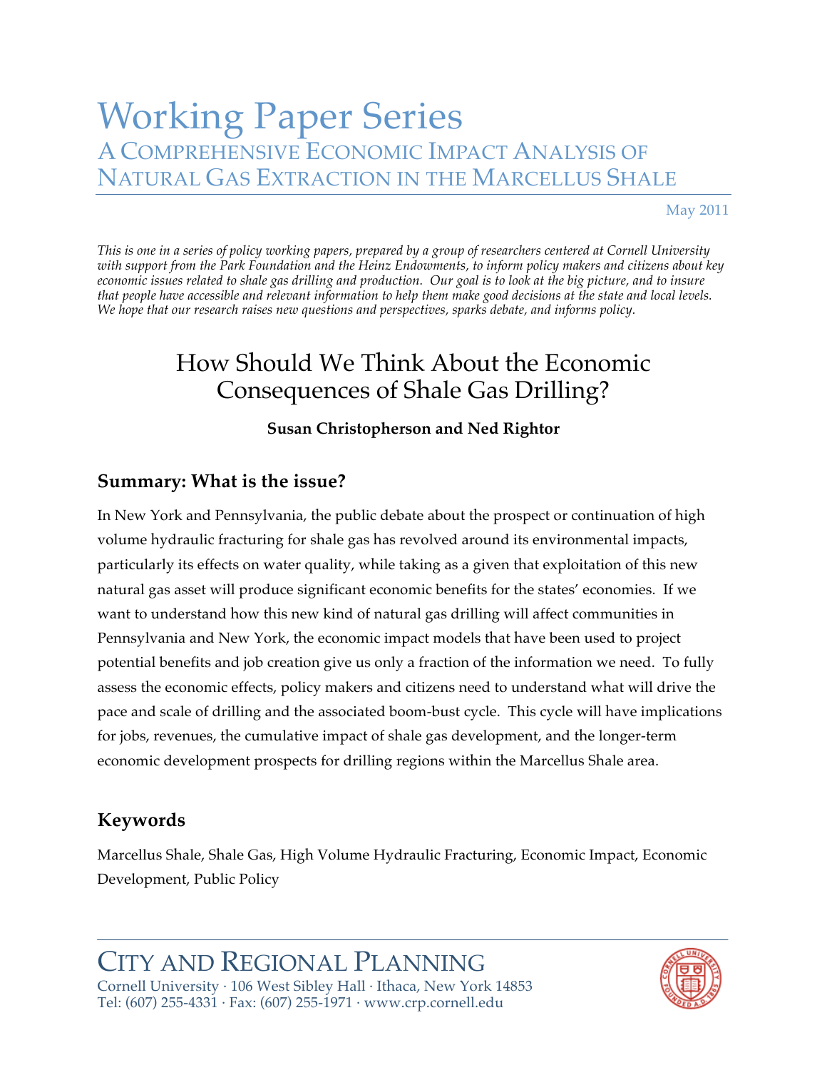# Working Paper Series

## A Comprehensive Economic Impact Analysis of Natural Gas Extraction in the Marcellus Shale

May 2011

*This is one in a series of policy working papers, prepared by a group of researchers centered at Cornell University with support from the Park Foundation and the Heinz Endowments, to inform policy makers and citizens about key economic issues related to shale gas drilling and production. Our goal is to look at the big picture, and to insure that people have accessible and relevant information to help them make good decisions at the state and local levels. We hope that our research raises new questions and perspectives, sparks debate, and informs policy.*

# How Should We Think About the Economic Consequences of Shale Gas Drilling?

**Susan Christopherson and Ned Righter**

## Summary: What is the issue?

In New York and Pennsylvania, the public debate about the prospect or continuation of high volume hydraulic fracturing for shale gas has revolved around its environmental impacts, particularly its effects on water quality, while taking as a given that exploitation of this new natural gas asset will produce significant economic benefits for the states' economies. If we want to understand how this new kind of natural gas drilling will affect communities in Pennsylvania and New York, the economic impact models that have been used to project potential benefits and job creation give us only a fraction of the information we need. To fully assess the economic effects, policy makers and citizens need to understand what will drive the pace and scale of drilling and the associated boom-bust cycle. This cycle will have implications for jobs, revenues, the cumulative impact of shale gas development, and the longer-term economic development prospects for drilling regions within the Marcellus Shale area.

## Keywords

Marcellus Shale, Shale Gas, High Volume Hydraulic Fracturing, Economic Impact, Economic Development, Public Policy

City and Regional Planning
Cornell University · 106 West Sibley Hall · Ithaca, New York 14853
Tel: (607) 255-4331 · Fax: (607) 255-1971 · www.crp.cornell.edu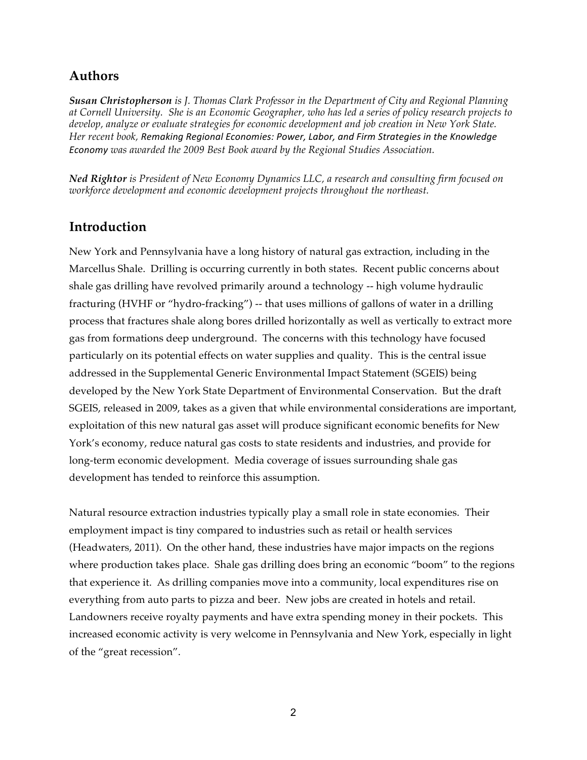## Authors

***Susan Christopherson*** *is J. Thomas Clark Professor in the Department of City and Regional Planning at Cornell University. She is an Economic Geographer, who has led a series of policy research projects to develop, analyze or evaluate strategies for economic development and job creation in New York State. Her recent book,* Remaking Regional Economies: Power, Labor, and Firm Strategies in the Knowledge Economy *was awarded the 2009 Best Book award by the Regional Studies Association.*

***Ned Rightor*** *is President of New Economy Dynamics LLC, a research and consulting firm focused on workforce development and economic development projects throughout the northeast.*

## Introduction

New York and Pennsylvania have a long history of natural gas extraction, including in the Marcellus Shale. Drilling is occurring currently in both states. Recent public concerns about shale gas drilling have revolved primarily around a technology -- high volume hydraulic fracturing (HVHF or "hydro-fracking") -- that uses millions of gallons of water in a drilling process that fractures shale along bores drilled horizontally as well as vertically to extract more gas from formations deep underground. The concerns with this technology have focused particularly on its potential effects on water supplies and quality. This is the central issue addressed in the Supplemental Generic Environmental Impact Statement (SGEIS) being developed by the New York State Department of Environmental Conservation. But the draft SGEIS, released in 2009, takes as a given that while environmental considerations are important, exploitation of this new natural gas asset will produce significant economic benefits for New York's economy, reduce natural gas costs to state residents and industries, and provide for long-term economic development. Media coverage of issues surrounding shale gas development has tended to reinforce this assumption.

Natural resource extraction industries typically play a small role in state economies. Their employment impact is tiny compared to industries such as retail or health services (Headwaters, 2011). On the other hand, these industries have major impacts on the regions where production takes place. Shale gas drilling does bring an economic "boom" to the regions that experience it. As drilling companies move into a community, local expenditures rise on everything from auto parts to pizza and beer. New jobs are created in hotels and retail. Landowners receive royalty payments and have extra spending money in their pockets. This increased economic activity is very welcome in Pennsylvania and New York, especially in light of the "great recession".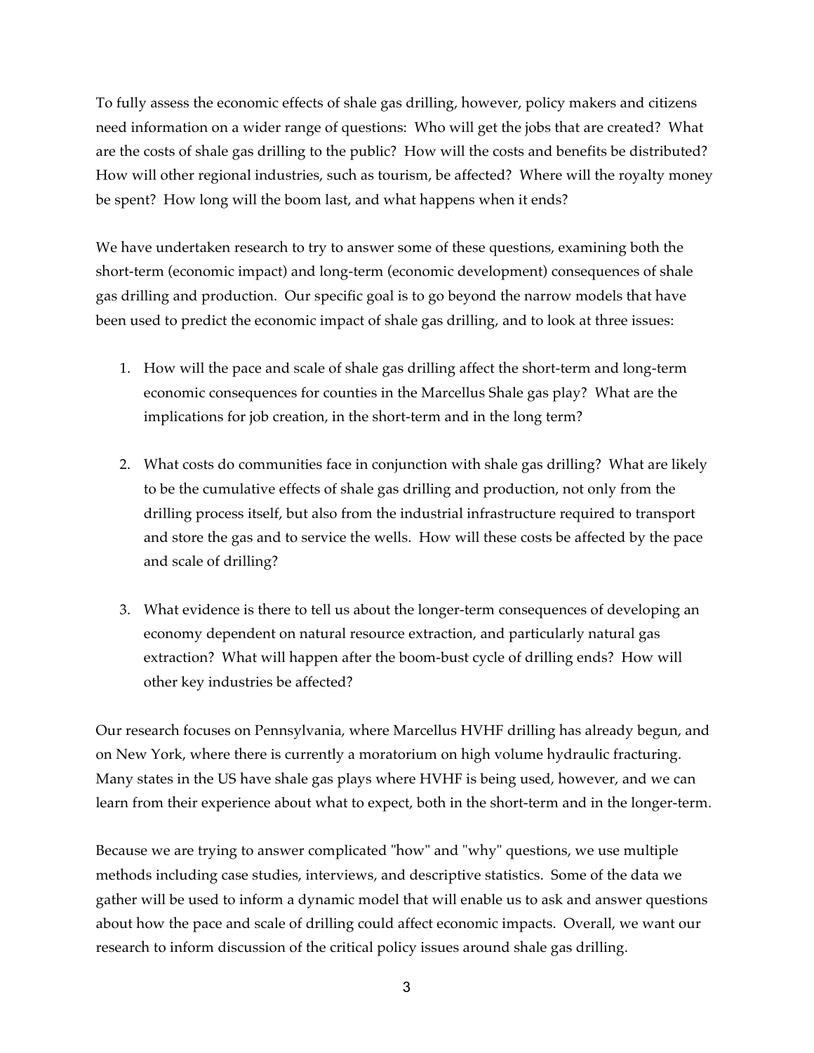To fully assess the economic effects of shale gas drilling, however, policy makers and citizens need information on a wider range of questions: Who will get the jobs that are created? What are the costs of shale gas drilling to the public? How will the costs and benefits be distributed? How will other regional industries, such as tourism, be affected? Where will the royalty money be spent? How long will the boom last, and what happens when it ends?

We have undertaken research to try to answer some of these questions, examining both the short-term (economic impact) and long-term (economic development) consequences of shale gas drilling and production. Our specific goal is to go beyond the narrow models that have been used to predict the economic impact of shale gas drilling, and to look at three issues:

1. How will the pace and scale of shale gas drilling affect the short-term and long-term economic consequences for counties in the Marcellus Shale gas play? What are the implications for job creation, in the short-term and in the long term?

2. What costs do communities face in conjunction with shale gas drilling? What are likely to be the cumulative effects of shale gas drilling and production, not only from the drilling process itself, but also from the industrial infrastructure required to transport and store the gas and to service the wells. How will these costs be affected by the pace and scale of drilling?

3. What evidence is there to tell us about the longer-term consequences of developing an economy dependent on natural resource extraction, and particularly natural gas extraction? What will happen after the boom-bust cycle of drilling ends? How will other key industries be affected?

Our research focuses on Pennsylvania, where Marcellus HVHF drilling has already begun, and on New York, where there is currently a moratorium on high volume hydraulic fracturing. Many states in the US have shale gas plays where HVHF is being used, however, and we can learn from their experience about what to expect, both in the short-term and in the longer-term.

Because we are trying to answer complicated "how" and "why" questions, we use multiple methods including case studies, interviews, and descriptive statistics. Some of the data we gather will be used to inform a dynamic model that will enable us to ask and answer questions about how the pace and scale of drilling could affect economic impacts. Overall, we want our research to inform discussion of the critical policy issues around shale gas drilling.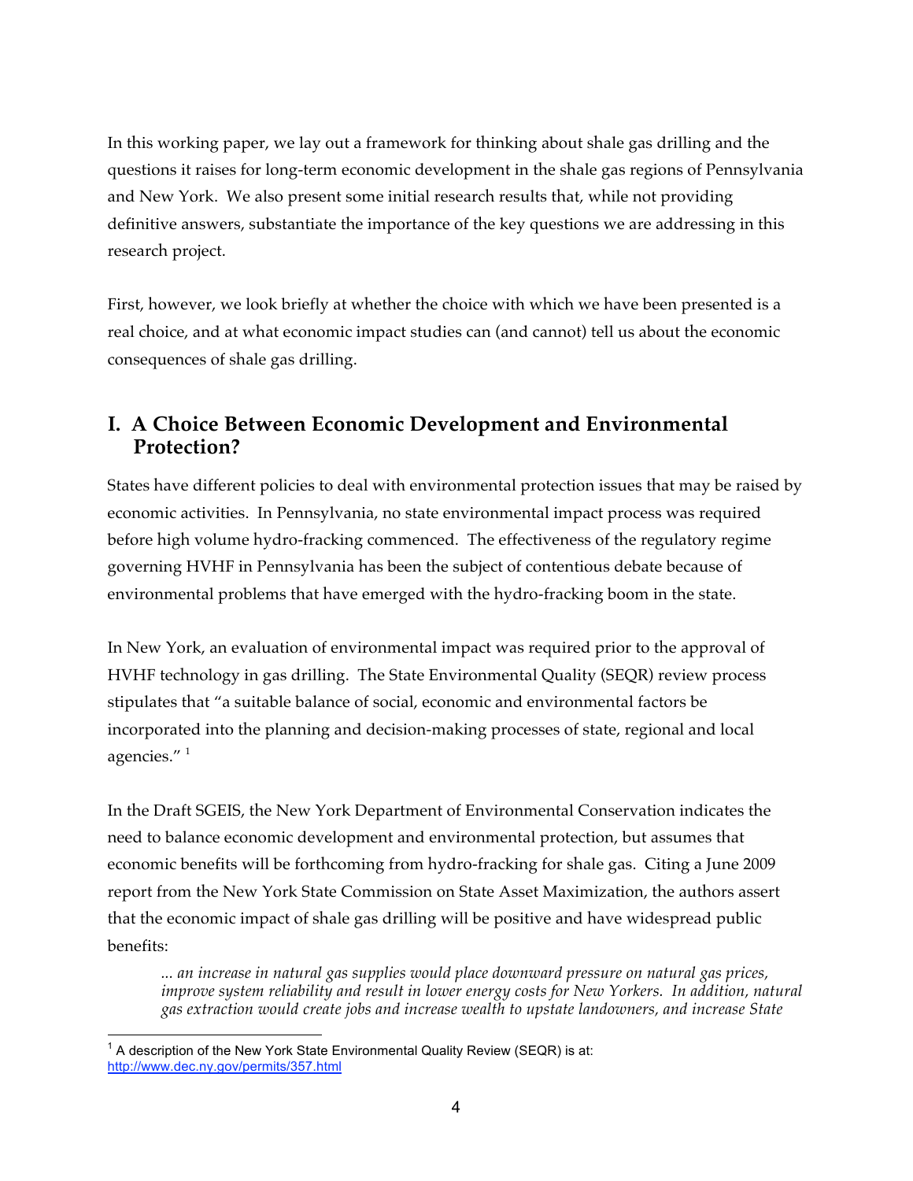In this working paper, we lay out a framework for thinking about shale gas drilling and the questions it raises for long-term economic development in the shale gas regions of Pennsylvania and New York. We also present some initial research results that, while not providing definitive answers, substantiate the importance of the key questions we are addressing in this research project.

First, however, we look briefly at whether the choice with which we have been presented is a real choice, and at what economic impact studies can (and cannot) tell us about the economic consequences of shale gas drilling.

## I. A Choice Between Economic Development and Environmental Protection?

States have different policies to deal with environmental protection issues that may be raised by economic activities. In Pennsylvania, no state environmental impact process was required before high volume hydro-fracking commenced. The effectiveness of the regulatory regime governing HVHF in Pennsylvania has been the subject of contentious debate because of environmental problems that have emerged with the hydro-fracking boom in the state.

In New York, an evaluation of environmental impact was required prior to the approval of HVHF technology in gas drilling. The State Environmental Quality (SEQR) review process stipulates that "a suitable balance of social, economic and environmental factors be incorporated into the planning and decision-making processes of state, regional and local agencies." [1]

In the Draft SGEIS, the New York Department of Environmental Conservation indicates the need to balance economic development and environmental protection, but assumes that economic benefits will be forthcoming from hydro-fracking for shale gas. Citing a June 2009 report from the New York State Commission on State Asset Maximization, the authors assert that the economic impact of shale gas drilling will be positive and have widespread public benefits:

> *... an increase in natural gas supplies would place downward pressure on natural gas prices, improve system reliability and result in lower energy costs for New Yorkers. In addition, natural gas extraction would create jobs and increase wealth to upstate landowners, and increase State*

---

[1] A description of the New York State Environmental Quality Review (SEQR) is at: http://www.dec.ny.gov/permits/357.html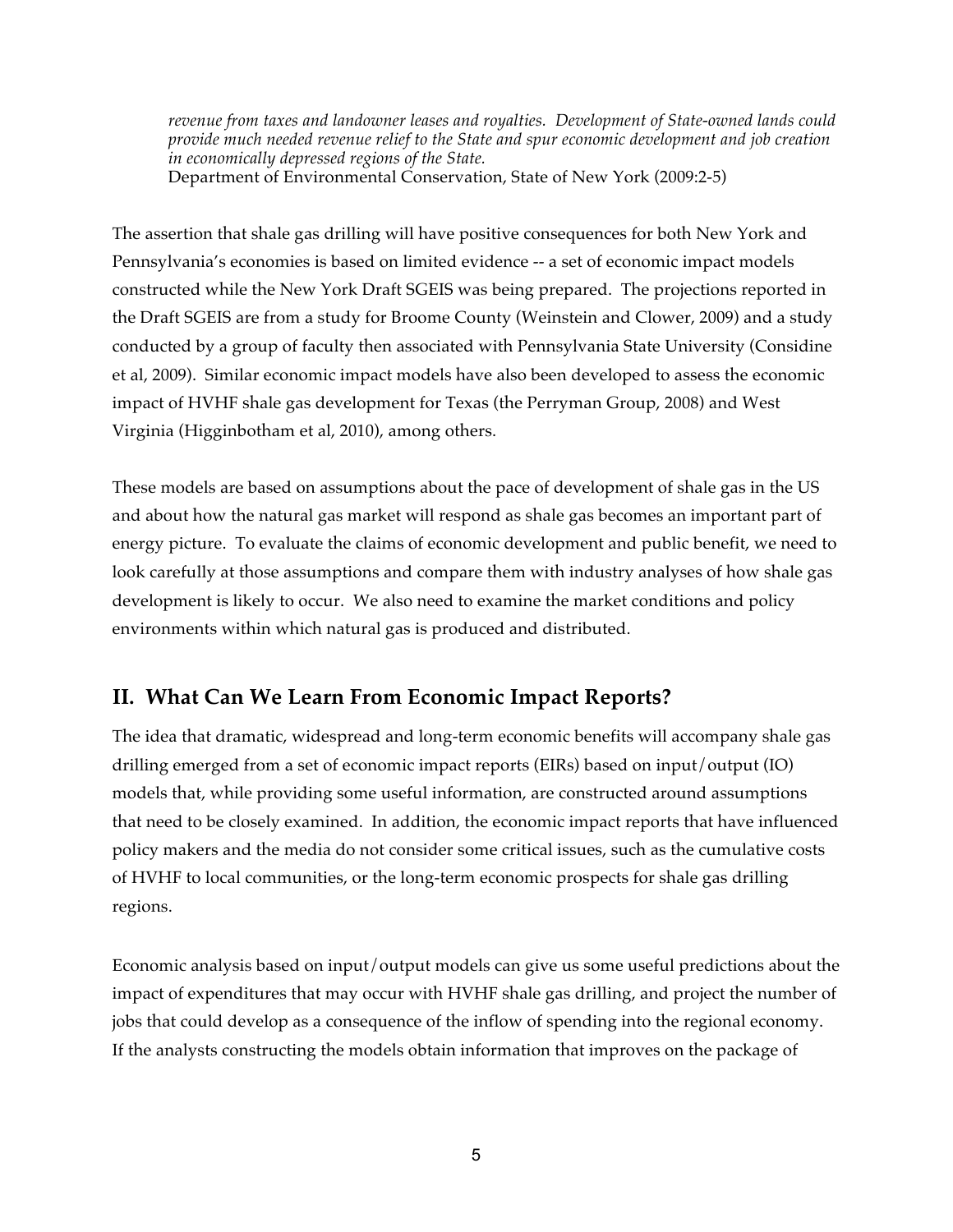*revenue from taxes and landowner leases and royalties. Development of State-owned lands could provide much needed revenue relief to the State and spur economic development and job creation in economically depressed regions of the State.*
Department of Environmental Conservation, State of New York (2009:2-5)

The assertion that shale gas drilling will have positive consequences for both New York and Pennsylvania's economies is based on limited evidence -- a set of economic impact models constructed while the New York Draft SGEIS was being prepared. The projections reported in the Draft SGEIS are from a study for Broome County (Weinstein and Clower, 2009) and a study conducted by a group of faculty then associated with Pennsylvania State University (Considine et al, 2009). Similar economic impact models have also been developed to assess the economic impact of HVHF shale gas development for Texas (the Perryman Group, 2008) and West Virginia (Higginbotham et al, 2010), among others.

These models are based on assumptions about the pace of development of shale gas in the US and about how the natural gas market will respond as shale gas becomes an important part of energy picture. To evaluate the claims of economic development and public benefit, we need to look carefully at those assumptions and compare them with industry analyses of how shale gas development is likely to occur. We also need to examine the market conditions and policy environments within which natural gas is produced and distributed.

## II. What Can We Learn From Economic Impact Reports?

The idea that dramatic, widespread and long-term economic benefits will accompany shale gas drilling emerged from a set of economic impact reports (EIRs) based on input/output (IO) models that, while providing some useful information, are constructed around assumptions that need to be closely examined. In addition, the economic impact reports that have influenced policy makers and the media do not consider some critical issues, such as the cumulative costs of HVHF to local communities, or the long-term economic prospects for shale gas drilling regions.

Economic analysis based on input/output models can give us some useful predictions about the impact of expenditures that may occur with HVHF shale gas drilling, and project the number of jobs that could develop as a consequence of the inflow of spending into the regional economy. If the analysts constructing the models obtain information that improves on the package of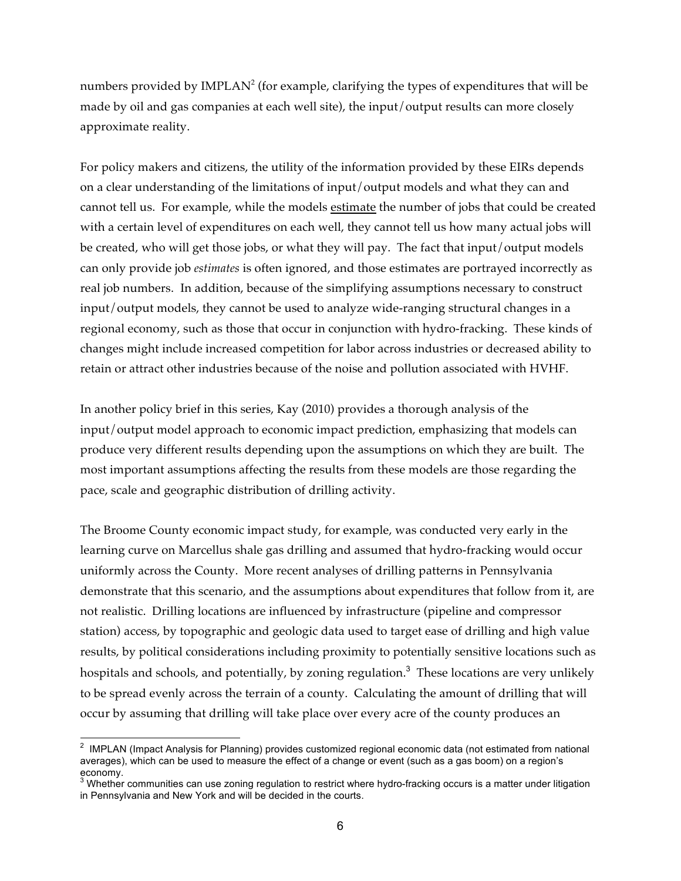numbers provided by IMPLAN[2] (for example, clarifying the types of expenditures that will be made by oil and gas companies at each well site), the input/output results can more closely approximate reality.

For policy makers and citizens, the utility of the information provided by these EIRs depends on a clear understanding of the limitations of input/output models and what they can and cannot tell us. For example, while the models <u>estimate</u> the number of jobs that could be created with a certain level of expenditures on each well, they cannot tell us how many actual jobs will be created, who will get those jobs, or what they will pay. The fact that input/output models can only provide job *estimates* is often ignored, and those estimates are portrayed incorrectly as real job numbers. In addition, because of the simplifying assumptions necessary to construct input/output models, they cannot be used to analyze wide-ranging structural changes in a regional economy, such as those that occur in conjunction with hydro-fracking. These kinds of changes might include increased competition for labor across industries or decreased ability to retain or attract other industries because of the noise and pollution associated with HVHF.

In another policy brief in this series, Kay (2010) provides a thorough analysis of the input/output model approach to economic impact prediction, emphasizing that models can produce very different results depending upon the assumptions on which they are built. The most important assumptions affecting the results from these models are those regarding the pace, scale and geographic distribution of drilling activity.

The Broome County economic impact study, for example, was conducted very early in the learning curve on Marcellus shale gas drilling and assumed that hydro-fracking would occur uniformly across the County. More recent analyses of drilling patterns in Pennsylvania demonstrate that this scenario, and the assumptions about expenditures that follow from it, are not realistic. Drilling locations are influenced by infrastructure (pipeline and compressor station) access, by topographic and geologic data used to target ease of drilling and high value results, by political considerations including proximity to potentially sensitive locations such as hospitals and schools, and potentially, by zoning regulation.[3] These locations are very unlikely to be spread evenly across the terrain of a county. Calculating the amount of drilling that will occur by assuming that drilling will take place over every acre of the county produces an

---

[2] IMPLAN (Impact Analysis for Planning) provides customized regional economic data (not estimated from national averages), which can be used to measure the effect of a change or event (such as a gas boom) on a region's economy.

[3] Whether communities can use zoning regulation to restrict where hydro-fracking occurs is a matter under litigation in Pennsylvania and New York and will be decided in the courts.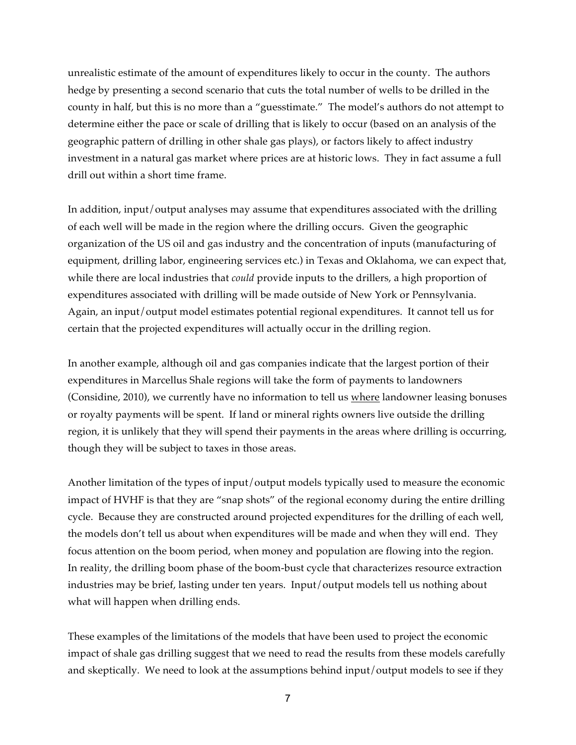unrealistic estimate of the amount of expenditures likely to occur in the county. The authors hedge by presenting a second scenario that cuts the total number of wells to be drilled in the county in half, but this is no more than a "guesstimate." The model's authors do not attempt to determine either the pace or scale of drilling that is likely to occur (based on an analysis of the geographic pattern of drilling in other shale gas plays), or factors likely to affect industry investment in a natural gas market where prices are at historic lows. They in fact assume a full drill out within a short time frame.

In addition, input/output analyses may assume that expenditures associated with the drilling of each well will be made in the region where the drilling occurs. Given the geographic organization of the US oil and gas industry and the concentration of inputs (manufacturing of equipment, drilling labor, engineering services etc.) in Texas and Oklahoma, we can expect that, while there are local industries that *could* provide inputs to the drillers, a high proportion of expenditures associated with drilling will be made outside of New York or Pennsylvania. Again, an input/output model estimates potential regional expenditures. It cannot tell us for certain that the projected expenditures will actually occur in the drilling region.

In another example, although oil and gas companies indicate that the largest portion of their expenditures in Marcellus Shale regions will take the form of payments to landowners (Considine, 2010), we currently have no information to tell us <u>where</u> landowner leasing bonuses or royalty payments will be spent. If land or mineral rights owners live outside the drilling region, it is unlikely that they will spend their payments in the areas where drilling is occurring, though they will be subject to taxes in those areas.

Another limitation of the types of input/output models typically used to measure the economic impact of HVHF is that they are "snap shots" of the regional economy during the entire drilling cycle. Because they are constructed around projected expenditures for the drilling of each well, the models don't tell us about when expenditures will be made and when they will end. They focus attention on the boom period, when money and population are flowing into the region. In reality, the drilling boom phase of the boom-bust cycle that characterizes resource extraction industries may be brief, lasting under ten years. Input/output models tell us nothing about what will happen when drilling ends.

These examples of the limitations of the models that have been used to project the economic impact of shale gas drilling suggest that we need to read the results from these models carefully and skeptically. We need to look at the assumptions behind input/output models to see if they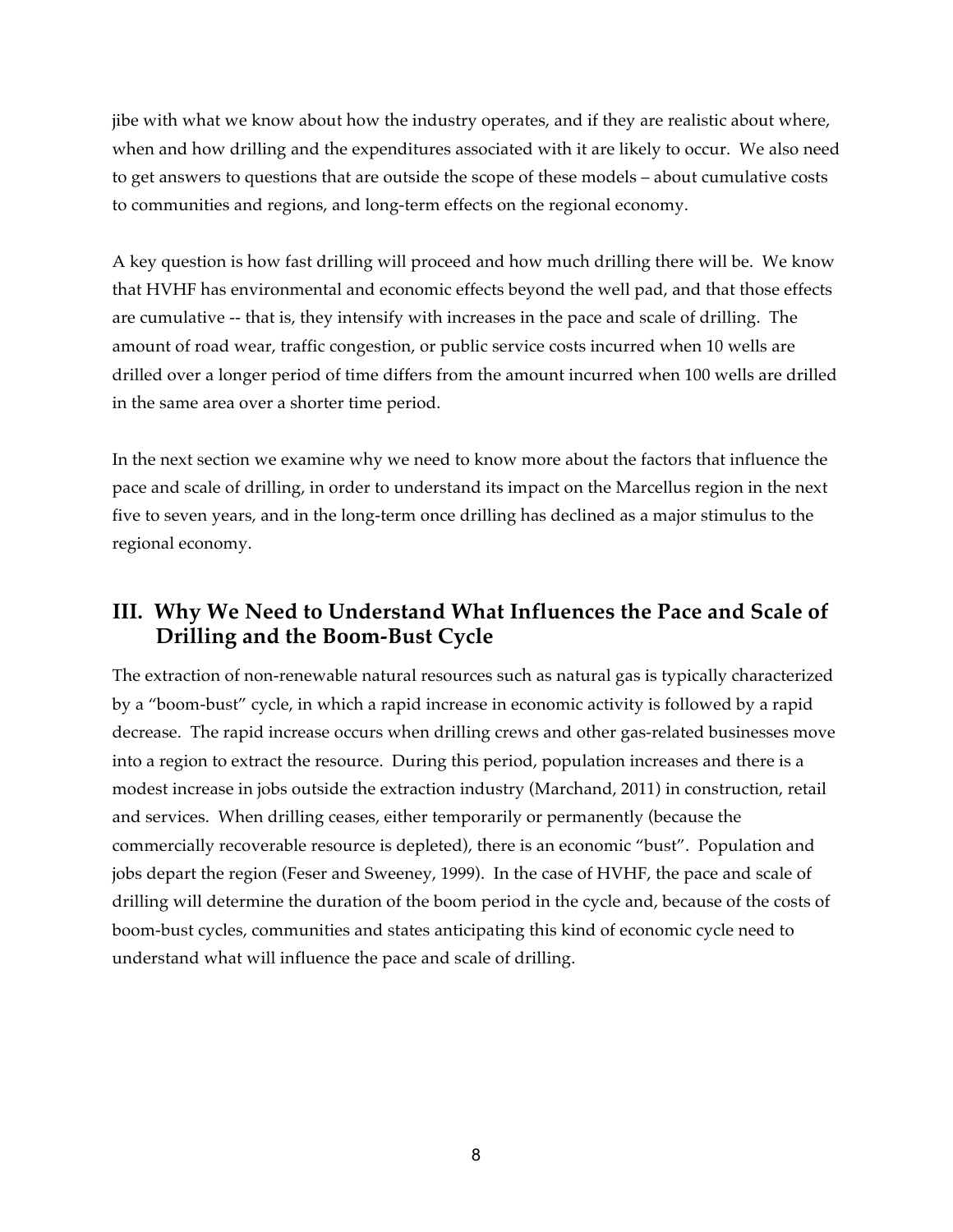jibe with what we know about how the industry operates, and if they are realistic about where, when and how drilling and the expenditures associated with it are likely to occur. We also need to get answers to questions that are outside the scope of these models – about cumulative costs to communities and regions, and long-term effects on the regional economy.

A key question is how fast drilling will proceed and how much drilling there will be. We know that HVHF has environmental and economic effects beyond the well pad, and that those effects are cumulative -- that is, they intensify with increases in the pace and scale of drilling. The amount of road wear, traffic congestion, or public service costs incurred when 10 wells are drilled over a longer period of time differs from the amount incurred when 100 wells are drilled in the same area over a shorter time period.

In the next section we examine why we need to know more about the factors that influence the pace and scale of drilling, in order to understand its impact on the Marcellus region in the next five to seven years, and in the long-term once drilling has declined as a major stimulus to the regional economy.

## III. Why We Need to Understand What Influences the Pace and Scale of Drilling and the Boom-Bust Cycle

The extraction of non-renewable natural resources such as natural gas is typically characterized by a "boom-bust" cycle, in which a rapid increase in economic activity is followed by a rapid decrease. The rapid increase occurs when drilling crews and other gas-related businesses move into a region to extract the resource. During this period, population increases and there is a modest increase in jobs outside the extraction industry (Marchand, 2011) in construction, retail and services. When drilling ceases, either temporarily or permanently (because the commercially recoverable resource is depleted), there is an economic "bust". Population and jobs depart the region (Feser and Sweeney, 1999). In the case of HVHF, the pace and scale of drilling will determine the duration of the boom period in the cycle and, because of the costs of boom-bust cycles, communities and states anticipating this kind of economic cycle need to understand what will influence the pace and scale of drilling.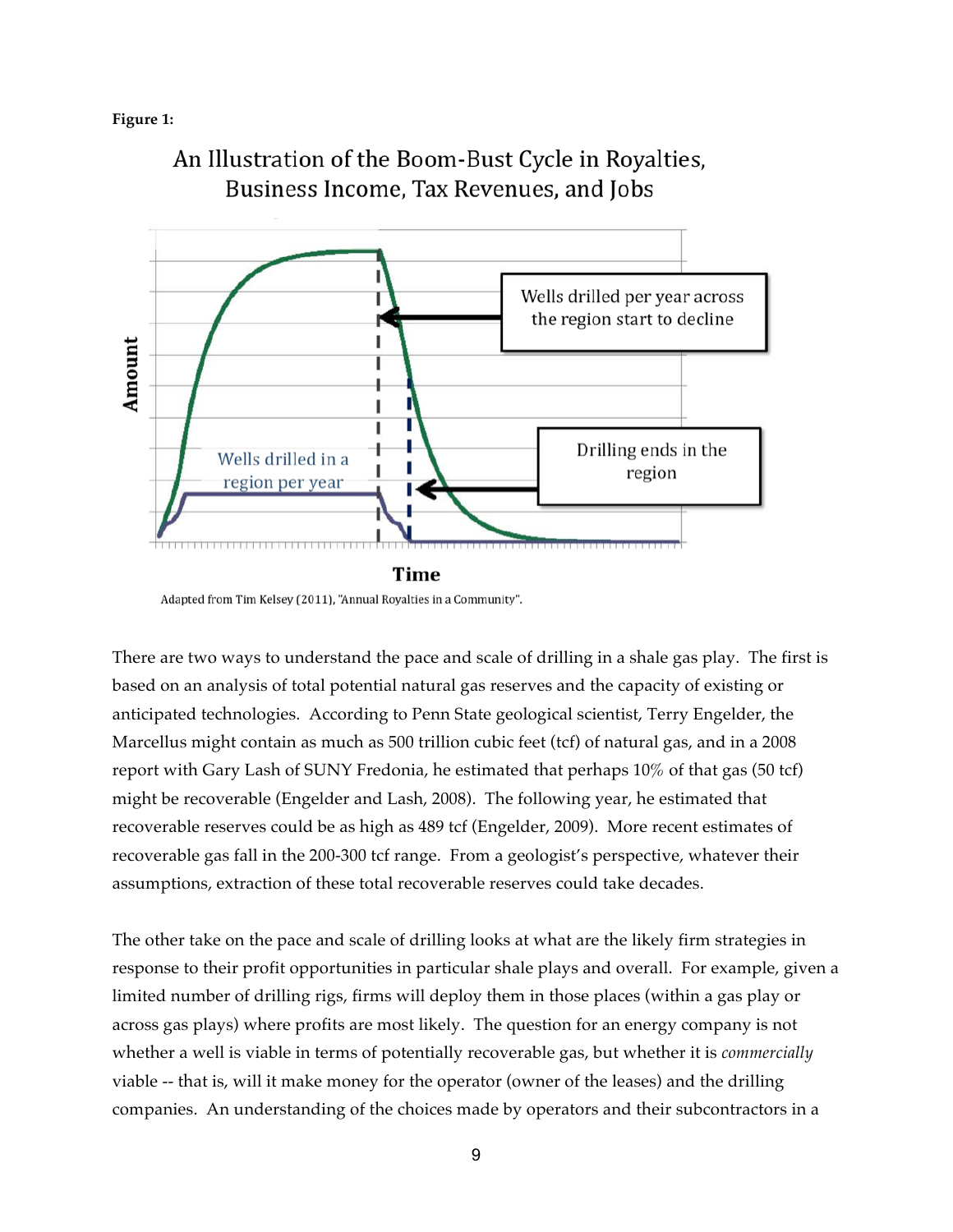**Figure 1:**

An Illustration of the Boom-Bust Cycle in Royalties, Business Income, Tax Revenues, and Jobs

Adapted from Tim Kelsey (2011), "Annual Royalties in a Community".

There are two ways to understand the pace and scale of drilling in a shale gas play. The first is based on an analysis of total potential natural gas reserves and the capacity of existing or anticipated technologies. According to Penn State geological scientist, Terry Engelder, the Marcellus might contain as much as 500 trillion cubic feet (tcf) of natural gas, and in a 2008 report with Gary Lash of SUNY Fredonia, he estimated that perhaps 10% of that gas (50 tcf) might be recoverable (Engelder and Lash, 2008). The following year, he estimated that recoverable reserves could be as high as 489 tcf (Engelder, 2009). More recent estimates of recoverable gas fall in the 200-300 tcf range. From a geologist's perspective, whatever their assumptions, extraction of these total recoverable reserves could take decades.

The other take on the pace and scale of drilling looks at what are the likely firm strategies in response to their profit opportunities in particular shale plays and overall. For example, given a limited number of drilling rigs, firms will deploy them in those places (within a gas play or across gas plays) where profits are most likely. The question for an energy company is not whether a well is viable in terms of potentially recoverable gas, but whether it is *commercially* viable -- that is, will it make money for the operator (owner of the leases) and the drilling companies. An understanding of the choices made by operators and their subcontractors in a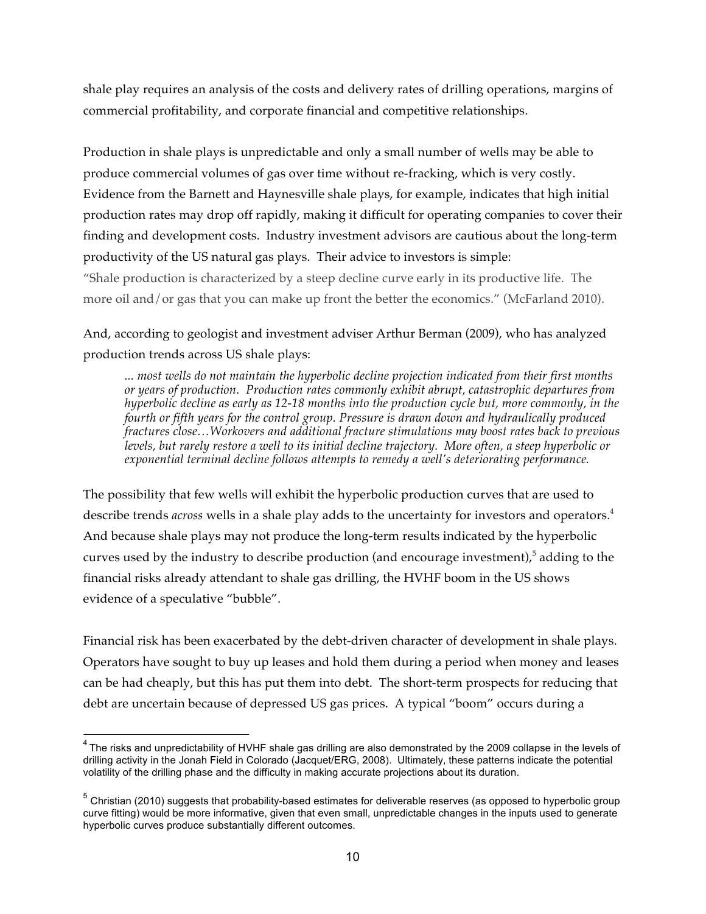shale play requires an analysis of the costs and delivery rates of drilling operations, margins of commercial profitability, and corporate financial and competitive relationships.

Production in shale plays is unpredictable and only a small number of wells may be able to produce commercial volumes of gas over time without re-fracking, which is very costly. Evidence from the Barnett and Haynesville shale plays, for example, indicates that high initial production rates may drop off rapidly, making it difficult for operating companies to cover their finding and development costs. Industry investment advisors are cautious about the long-term productivity of the US natural gas plays. Their advice to investors is simple:

"Shale production is characterized by a steep decline curve early in its productive life. The more oil and/or gas that you can make up front the better the economics." (McFarland 2010).

And, according to geologist and investment adviser Arthur Berman (2009), who has analyzed production trends across US shale plays:

> *... most wells do not maintain the hyperbolic decline projection indicated from their first months or years of production. Production rates commonly exhibit abrupt, catastrophic departures from hyperbolic decline as early as 12-18 months into the production cycle but, more commonly, in the fourth or fifth years for the control group. Pressure is drawn down and hydraulically produced fractures close…Workovers and additional fracture stimulations may boost rates back to previous levels, but rarely restore a well to its initial decline trajectory. More often, a steep hyperbolic or exponential terminal decline follows attempts to remedy a well's deteriorating performance.*

The possibility that few wells will exhibit the hyperbolic production curves that are used to describe trends *across* wells in a shale play adds to the uncertainty for investors and operators.[4] And because shale plays may not produce the long-term results indicated by the hyperbolic curves used by the industry to describe production (and encourage investment),[5] adding to the financial risks already attendant to shale gas drilling, the HVHF boom in the US shows evidence of a speculative "bubble".

Financial risk has been exacerbated by the debt-driven character of development in shale plays. Operators have sought to buy up leases and hold them during a period when money and leases can be had cheaply, but this has put them into debt. The short-term prospects for reducing that debt are uncertain because of depressed US gas prices. A typical "boom" occurs during a

---

[4] The risks and unpredictability of HVHF shale gas drilling are also demonstrated by the 2009 collapse in the levels of drilling activity in the Jonah Field in Colorado (Jacquet/ERG, 2008). Ultimately, these patterns indicate the potential volatility of the drilling phase and the difficulty in making accurate projections about its duration.

[5] Christian (2010) suggests that probability-based estimates for deliverable reserves (as opposed to hyperbolic group curve fitting) would be more informative, given that even small, unpredictable changes in the inputs used to generate hyperbolic curves produce substantially different outcomes.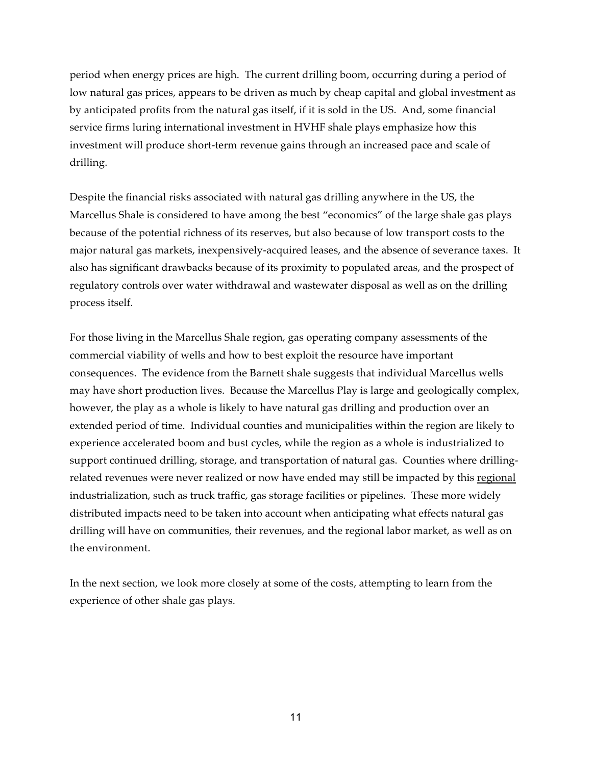period when energy prices are high. The current drilling boom, occurring during a period of low natural gas prices, appears to be driven as much by cheap capital and global investment as by anticipated profits from the natural gas itself, if it is sold in the US. And, some financial service firms luring international investment in HVHF shale plays emphasize how this investment will produce short-term revenue gains through an increased pace and scale of drilling.

Despite the financial risks associated with natural gas drilling anywhere in the US, the Marcellus Shale is considered to have among the best "economics" of the large shale gas plays because of the potential richness of its reserves, but also because of low transport costs to the major natural gas markets, inexpensively-acquired leases, and the absence of severance taxes. It also has significant drawbacks because of its proximity to populated areas, and the prospect of regulatory controls over water withdrawal and wastewater disposal as well as on the drilling process itself.

For those living in the Marcellus Shale region, gas operating company assessments of the commercial viability of wells and how to best exploit the resource have important consequences. The evidence from the Barnett shale suggests that individual Marcellus wells may have short production lives. Because the Marcellus Play is large and geologically complex, however, the play as a whole is likely to have natural gas drilling and production over an extended period of time. Individual counties and municipalities within the region are likely to experience accelerated boom and bust cycles, while the region as a whole is industrialized to support continued drilling, storage, and transportation of natural gas. Counties where drilling-related revenues were never realized or now have ended may still be impacted by this <u>regional</u> industrialization, such as truck traffic, gas storage facilities or pipelines. These more widely distributed impacts need to be taken into account when anticipating what effects natural gas drilling will have on communities, their revenues, and the regional labor market, as well as on the environment.

In the next section, we look more closely at some of the costs, attempting to learn from the experience of other shale gas plays.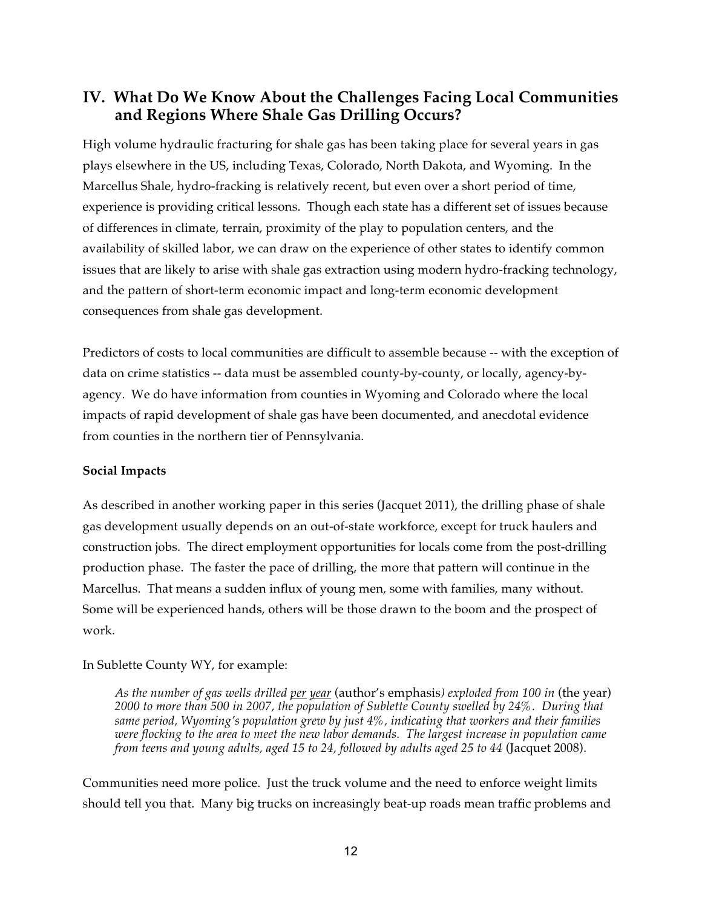## IV. What Do We Know About the Challenges Facing Local Communities and Regions Where Shale Gas Drilling Occurs?

High volume hydraulic fracturing for shale gas has been taking place for several years in gas plays elsewhere in the US, including Texas, Colorado, North Dakota, and Wyoming. In the Marcellus Shale, hydro-fracking is relatively recent, but even over a short period of time, experience is providing critical lessons. Though each state has a different set of issues because of differences in climate, terrain, proximity of the play to population centers, and the availability of skilled labor, we can draw on the experience of other states to identify common issues that are likely to arise with shale gas extraction using modern hydro-fracking technology, and the pattern of short-term economic impact and long-term economic development consequences from shale gas development.

Predictors of costs to local communities are difficult to assemble because -- with the exception of data on crime statistics -- data must be assembled county-by-county, or locally, agency-by-agency. We do have information from counties in Wyoming and Colorado where the local impacts of rapid development of shale gas have been documented, and anecdotal evidence from counties in the northern tier of Pennsylvania.

**Social Impacts**

As described in another working paper in this series (Jacquet 2011), the drilling phase of shale gas development usually depends on an out-of-state workforce, except for truck haulers and construction jobs. The direct employment opportunities for locals come from the post-drilling production phase. The faster the pace of drilling, the more that pattern will continue in the Marcellus. That means a sudden influx of young men, some with families, many without. Some will be experienced hands, others will be those drawn to the boom and the prospect of work.

In Sublette County WY, for example:

> *As the number of gas wells drilled per year* (author's emphasis*) exploded from 100 in* (the year) *2000 to more than 500 in 2007, the population of Sublette County swelled by 24%. During that same period, Wyoming's population grew by just 4%, indicating that workers and their families were flocking to the area to meet the new labor demands. The largest increase in population came from teens and young adults, aged 15 to 24, followed by adults aged 25 to 44* (Jacquet 2008).

Communities need more police. Just the truck volume and the need to enforce weight limits should tell you that. Many big trucks on increasingly beat-up roads mean traffic problems and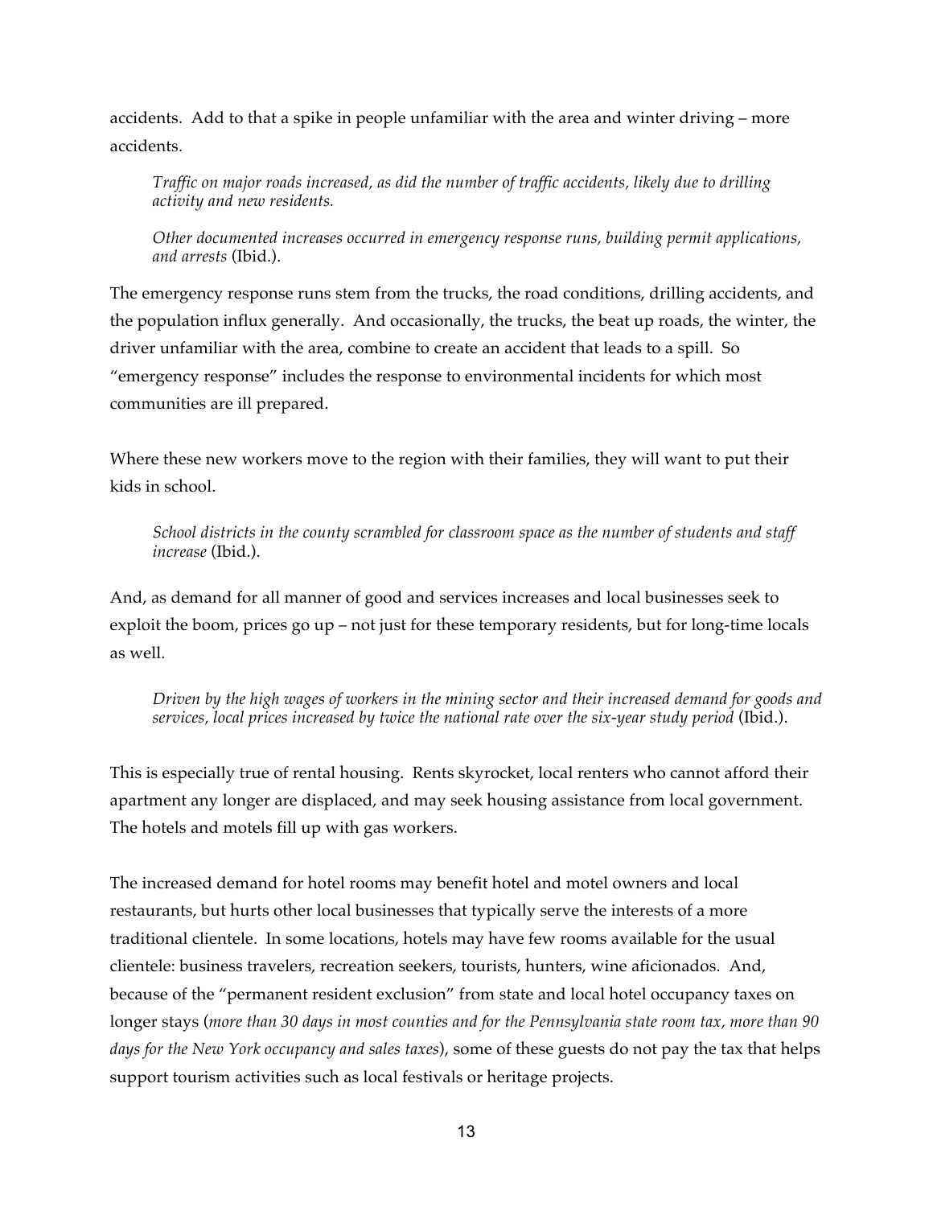accidents. Add to that a spike in people unfamiliar with the area and winter driving – more accidents.

> *Traffic on major roads increased, as did the number of traffic accidents, likely due to drilling activity and new residents.*
>
> *Other documented increases occurred in emergency response runs, building permit applications, and arrests* (Ibid.).

The emergency response runs stem from the trucks, the road conditions, drilling accidents, and the population influx generally. And occasionally, the trucks, the beat up roads, the winter, the driver unfamiliar with the area, combine to create an accident that leads to a spill. So "emergency response" includes the response to environmental incidents for which most communities are ill prepared.

Where these new workers move to the region with their families, they will want to put their kids in school.

> *School districts in the county scrambled for classroom space as the number of students and staff increase* (Ibid.).

And, as demand for all manner of good and services increases and local businesses seek to exploit the boom, prices go up – not just for these temporary residents, but for long-time locals as well.

> *Driven by the high wages of workers in the mining sector and their increased demand for goods and services, local prices increased by twice the national rate over the six-year study period* (Ibid.).

This is especially true of rental housing. Rents skyrocket, local renters who cannot afford their apartment any longer are displaced, and may seek housing assistance from local government. The hotels and motels fill up with gas workers.

The increased demand for hotel rooms may benefit hotel and motel owners and local restaurants, but hurts other local businesses that typically serve the interests of a more traditional clientele. In some locations, hotels may have few rooms available for the usual clientele: business travelers, recreation seekers, tourists, hunters, wine aficionados. And, because of the "permanent resident exclusion" from state and local hotel occupancy taxes on longer stays (*more than 30 days in most counties and for the Pennsylvania state room tax, more than 90 days for the New York occupancy and sales taxes*), some of these guests do not pay the tax that helps support tourism activities such as local festivals or heritage projects.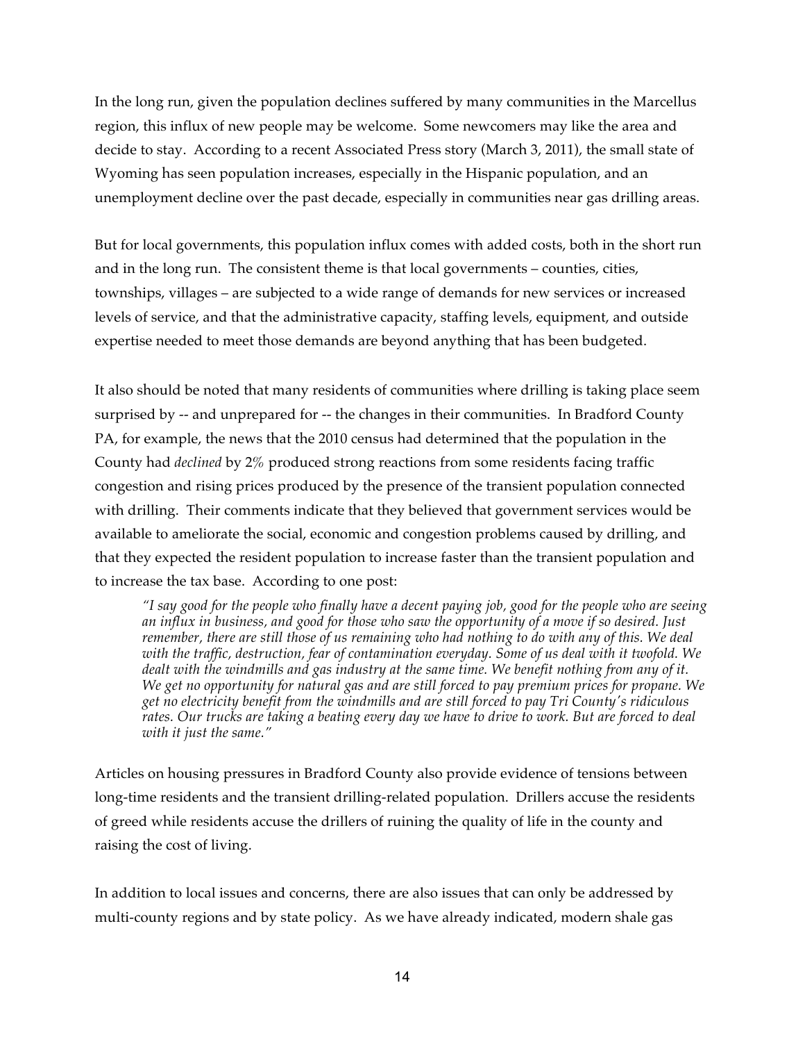In the long run, given the population declines suffered by many communities in the Marcellus region, this influx of new people may be welcome. Some newcomers may like the area and decide to stay. According to a recent Associated Press story (March 3, 2011), the small state of Wyoming has seen population increases, especially in the Hispanic population, and an unemployment decline over the past decade, especially in communities near gas drilling areas.

But for local governments, this population influx comes with added costs, both in the short run and in the long run. The consistent theme is that local governments – counties, cities, townships, villages – are subjected to a wide range of demands for new services or increased levels of service, and that the administrative capacity, staffing levels, equipment, and outside expertise needed to meet those demands are beyond anything that has been budgeted.

It also should be noted that many residents of communities where drilling is taking place seem surprised by -- and unprepared for -- the changes in their communities. In Bradford County PA, for example, the news that the 2010 census had determined that the population in the County had *declined* by 2% produced strong reactions from some residents facing traffic congestion and rising prices produced by the presence of the transient population connected with drilling. Their comments indicate that they believed that government services would be available to ameliorate the social, economic and congestion problems caused by drilling, and that they expected the resident population to increase faster than the transient population and to increase the tax base. According to one post:

> *"I say good for the people who finally have a decent paying job, good for the people who are seeing an influx in business, and good for those who saw the opportunity of a move if so desired. Just remember, there are still those of us remaining who had nothing to do with any of this. We deal with the traffic, destruction, fear of contamination everyday. Some of us deal with it twofold. We dealt with the windmills and gas industry at the same time. We benefit nothing from any of it. We get no opportunity for natural gas and are still forced to pay premium prices for propane. We get no electricity benefit from the windmills and are still forced to pay Tri County's ridiculous rates. Our trucks are taking a beating every day we have to drive to work. But are forced to deal with it just the same."*

Articles on housing pressures in Bradford County also provide evidence of tensions between long-time residents and the transient drilling-related population. Drillers accuse the residents of greed while residents accuse the drillers of ruining the quality of life in the county and raising the cost of living.

In addition to local issues and concerns, there are also issues that can only be addressed by multi-county regions and by state policy. As we have already indicated, modern shale gas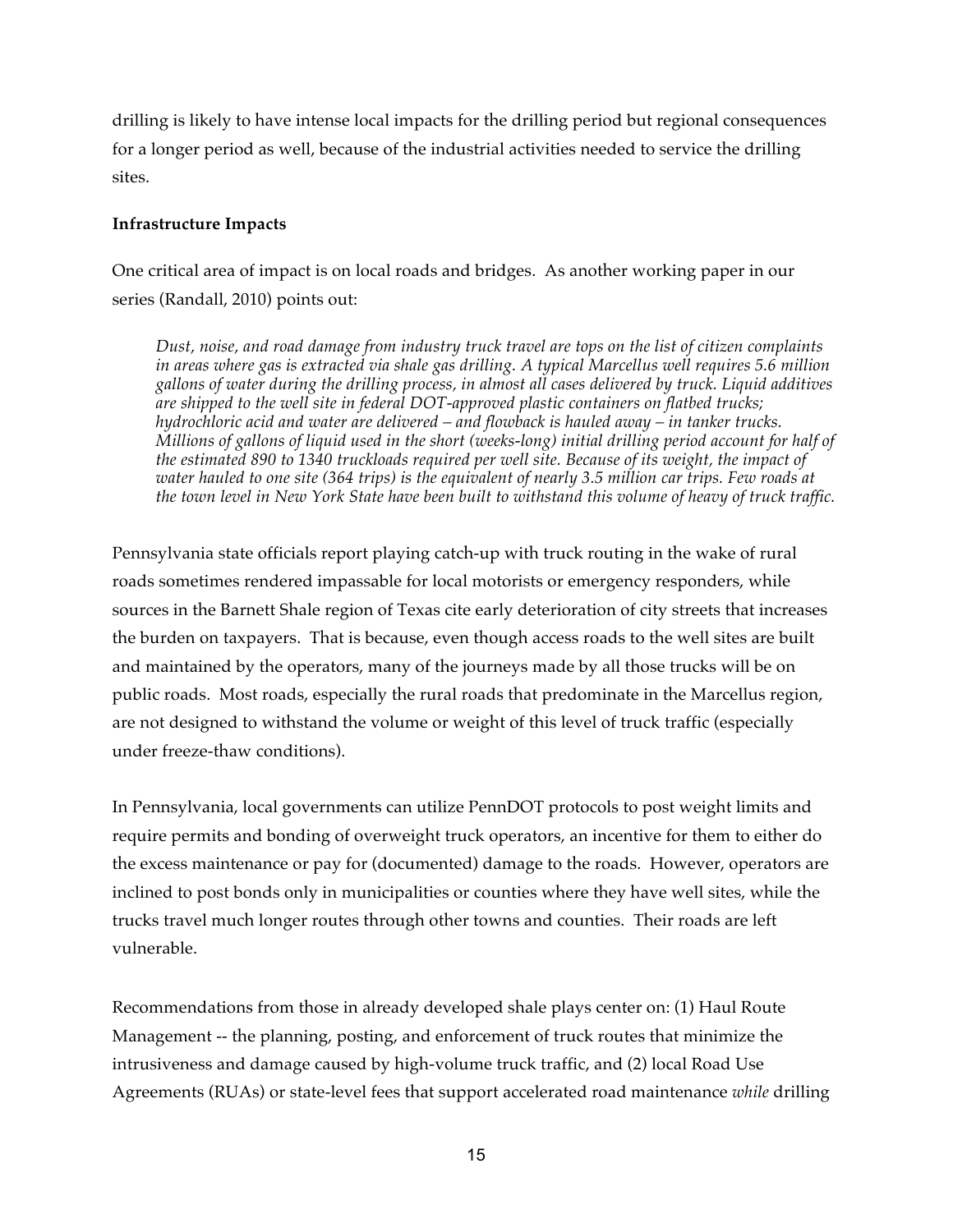drilling is likely to have intense local impacts for the drilling period but regional consequences for a longer period as well, because of the industrial activities needed to service the drilling sites.

**Infrastructure Impacts**

One critical area of impact is on local roads and bridges. As another working paper in our series (Randall, 2010) points out:

> *Dust, noise, and road damage from industry truck travel are tops on the list of citizen complaints in areas where gas is extracted via shale gas drilling. A typical Marcellus well requires 5.6 million gallons of water during the drilling process, in almost all cases delivered by truck. Liquid additives are shipped to the well site in federal DOT-approved plastic containers on flatbed trucks; hydrochloric acid and water are delivered – and flowback is hauled away – in tanker trucks. Millions of gallons of liquid used in the short (weeks-long) initial drilling period account for half of the estimated 890 to 1340 truckloads required per well site. Because of its weight, the impact of water hauled to one site (364 trips) is the equivalent of nearly 3.5 million car trips. Few roads at the town level in New York State have been built to withstand this volume of heavy of truck traffic.*

Pennsylvania state officials report playing catch-up with truck routing in the wake of rural roads sometimes rendered impassable for local motorists or emergency responders, while sources in the Barnett Shale region of Texas cite early deterioration of city streets that increases the burden on taxpayers. That is because, even though access roads to the well sites are built and maintained by the operators, many of the journeys made by all those trucks will be on public roads. Most roads, especially the rural roads that predominate in the Marcellus region, are not designed to withstand the volume or weight of this level of truck traffic (especially under freeze-thaw conditions).

In Pennsylvania, local governments can utilize PennDOT protocols to post weight limits and require permits and bonding of overweight truck operators, an incentive for them to either do the excess maintenance or pay for (documented) damage to the roads. However, operators are inclined to post bonds only in municipalities or counties where they have well sites, while the trucks travel much longer routes through other towns and counties. Their roads are left vulnerable.

Recommendations from those in already developed shale plays center on: (1) Haul Route Management -- the planning, posting, and enforcement of truck routes that minimize the intrusiveness and damage caused by high-volume truck traffic, and (2) local Road Use Agreements (RUAs) or state-level fees that support accelerated road maintenance *while* drilling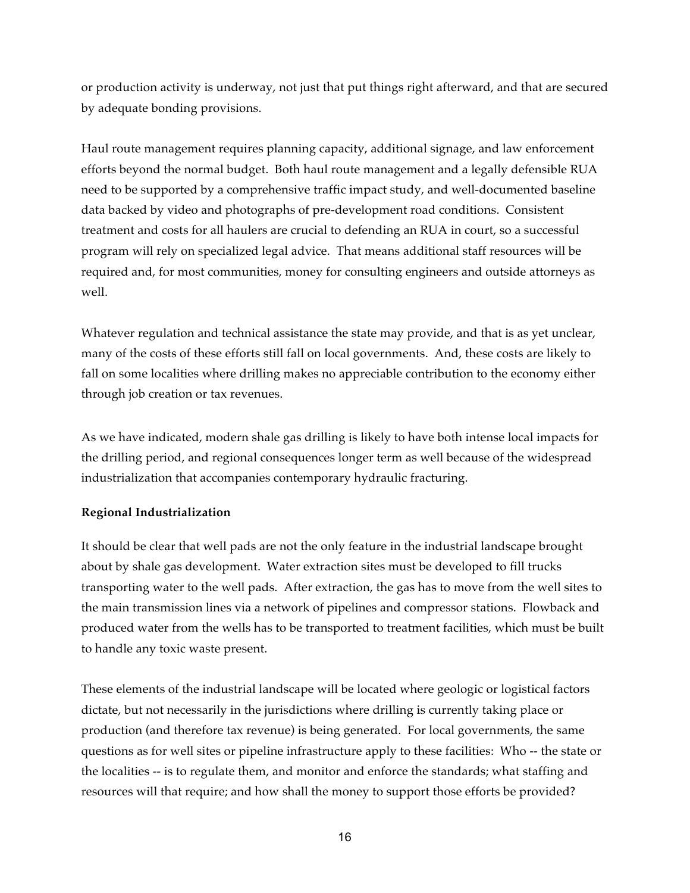or production activity is underway, not just that put things right afterward, and that are secured by adequate bonding provisions.

Haul route management requires planning capacity, additional signage, and law enforcement efforts beyond the normal budget. Both haul route management and a legally defensible RUA need to be supported by a comprehensive traffic impact study, and well-documented baseline data backed by video and photographs of pre-development road conditions. Consistent treatment and costs for all haulers are crucial to defending an RUA in court, so a successful program will rely on specialized legal advice. That means additional staff resources will be required and, for most communities, money for consulting engineers and outside attorneys as well.

Whatever regulation and technical assistance the state may provide, and that is as yet unclear, many of the costs of these efforts still fall on local governments. And, these costs are likely to fall on some localities where drilling makes no appreciable contribution to the economy either through job creation or tax revenues.

As we have indicated, modern shale gas drilling is likely to have both intense local impacts for the drilling period, and regional consequences longer term as well because of the widespread industrialization that accompanies contemporary hydraulic fracturing.

**Regional Industrialization**

It should be clear that well pads are not the only feature in the industrial landscape brought about by shale gas development. Water extraction sites must be developed to fill trucks transporting water to the well pads. After extraction, the gas has to move from the well sites to the main transmission lines via a network of pipelines and compressor stations. Flowback and produced water from the wells has to be transported to treatment facilities, which must be built to handle any toxic waste present.

These elements of the industrial landscape will be located where geologic or logistical factors dictate, but not necessarily in the jurisdictions where drilling is currently taking place or production (and therefore tax revenue) is being generated. For local governments, the same questions as for well sites or pipeline infrastructure apply to these facilities: Who -- the state or the localities -- is to regulate them, and monitor and enforce the standards; what staffing and resources will that require; and how shall the money to support those efforts be provided?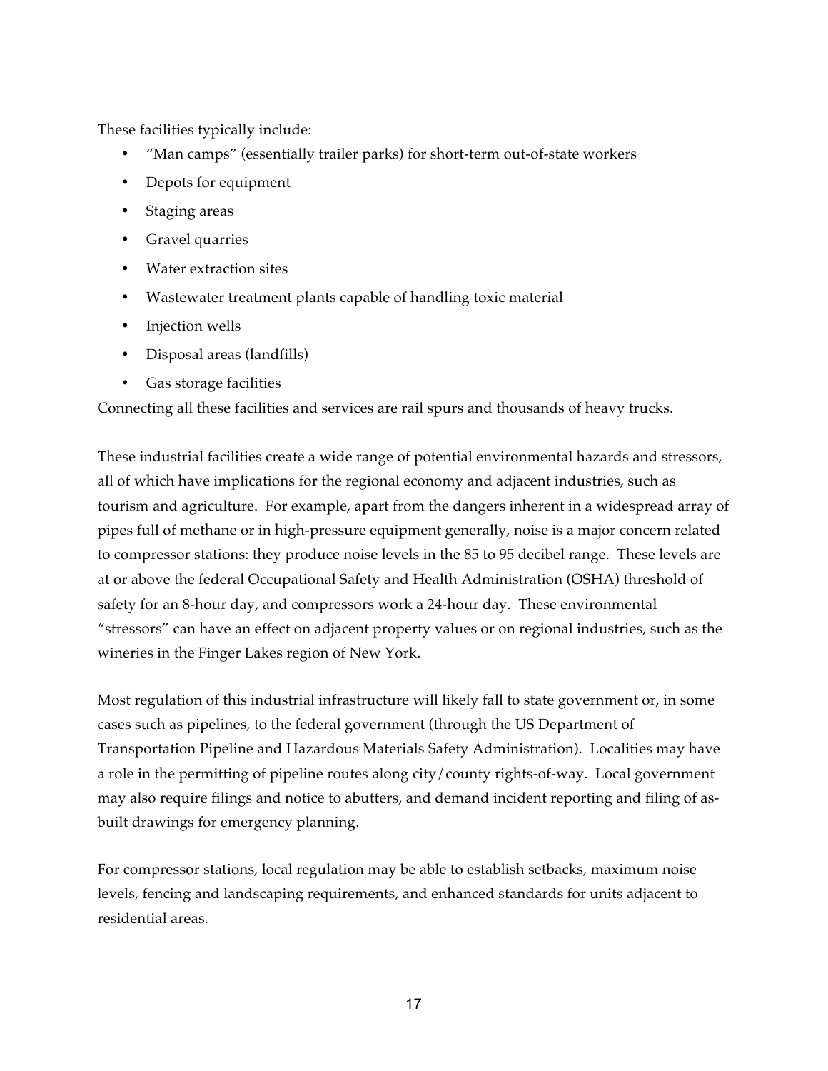These facilities typically include:

- "Man camps" (essentially trailer parks) for short-term out-of-state workers
- Depots for equipment
- Staging areas
- Gravel quarries
- Water extraction sites
- Wastewater treatment plants capable of handling toxic material
- Injection wells
- Disposal areas (landfills)
- Gas storage facilities

Connecting all these facilities and services are rail spurs and thousands of heavy trucks.

These industrial facilities create a wide range of potential environmental hazards and stressors, all of which have implications for the regional economy and adjacent industries, such as tourism and agriculture. For example, apart from the dangers inherent in a widespread array of pipes full of methane or in high-pressure equipment generally, noise is a major concern related to compressor stations: they produce noise levels in the 85 to 95 decibel range. These levels are at or above the federal Occupational Safety and Health Administration (OSHA) threshold of safety for an 8-hour day, and compressors work a 24-hour day. These environmental "stressors" can have an effect on adjacent property values or on regional industries, such as the wineries in the Finger Lakes region of New York.

Most regulation of this industrial infrastructure will likely fall to state government or, in some cases such as pipelines, to the federal government (through the US Department of Transportation Pipeline and Hazardous Materials Safety Administration). Localities may have a role in the permitting of pipeline routes along city/county rights-of-way. Local government may also require filings and notice to abutters, and demand incident reporting and filing of as-built drawings for emergency planning.

For compressor stations, local regulation may be able to establish setbacks, maximum noise levels, fencing and landscaping requirements, and enhanced standards for units adjacent to residential areas.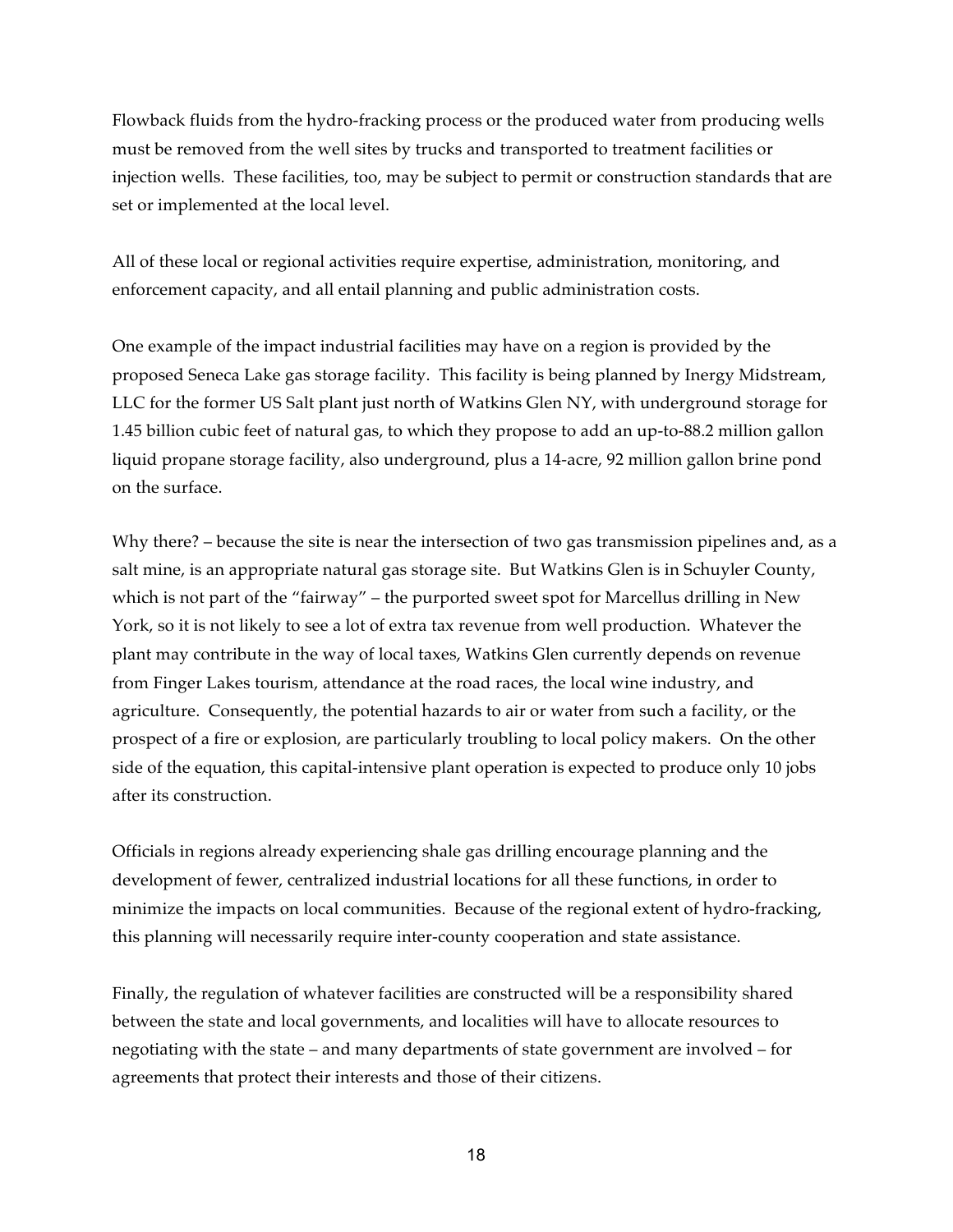Flowback fluids from the hydro-fracking process or the produced water from producing wells must be removed from the well sites by trucks and transported to treatment facilities or injection wells. These facilities, too, may be subject to permit or construction standards that are set or implemented at the local level.

All of these local or regional activities require expertise, administration, monitoring, and enforcement capacity, and all entail planning and public administration costs.

One example of the impact industrial facilities may have on a region is provided by the proposed Seneca Lake gas storage facility. This facility is being planned by Inergy Midstream, LLC for the former US Salt plant just north of Watkins Glen NY, with underground storage for 1.45 billion cubic feet of natural gas, to which they propose to add an up-to-88.2 million gallon liquid propane storage facility, also underground, plus a 14-acre, 92 million gallon brine pond on the surface.

Why there? – because the site is near the intersection of two gas transmission pipelines and, as a salt mine, is an appropriate natural gas storage site. But Watkins Glen is in Schuyler County, which is not part of the "fairway" – the purported sweet spot for Marcellus drilling in New York, so it is not likely to see a lot of extra tax revenue from well production. Whatever the plant may contribute in the way of local taxes, Watkins Glen currently depends on revenue from Finger Lakes tourism, attendance at the road races, the local wine industry, and agriculture. Consequently, the potential hazards to air or water from such a facility, or the prospect of a fire or explosion, are particularly troubling to local policy makers. On the other side of the equation, this capital-intensive plant operation is expected to produce only 10 jobs after its construction.

Officials in regions already experiencing shale gas drilling encourage planning and the development of fewer, centralized industrial locations for all these functions, in order to minimize the impacts on local communities. Because of the regional extent of hydro-fracking, this planning will necessarily require inter-county cooperation and state assistance.

Finally, the regulation of whatever facilities are constructed will be a responsibility shared between the state and local governments, and localities will have to allocate resources to negotiating with the state – and many departments of state government are involved – for agreements that protect their interests and those of their citizens.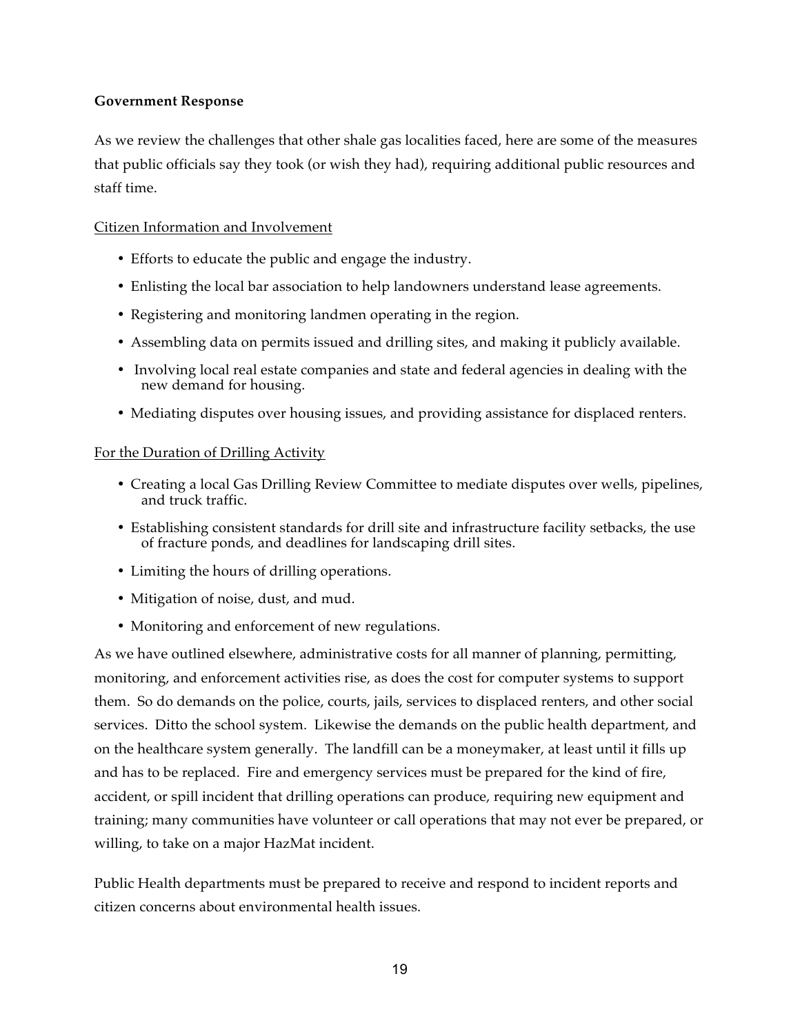**Government Response**

As we review the challenges that other shale gas localities faced, here are some of the measures that public officials say they took (or wish they had), requiring additional public resources and staff time.

Citizen Information and Involvement

- Efforts to educate the public and engage the industry.
- Enlisting the local bar association to help landowners understand lease agreements.
- Registering and monitoring landmen operating in the region.
- Assembling data on permits issued and drilling sites, and making it publicly available.
- Involving local real estate companies and state and federal agencies in dealing with the new demand for housing.
- Mediating disputes over housing issues, and providing assistance for displaced renters.

For the Duration of Drilling Activity

- Creating a local Gas Drilling Review Committee to mediate disputes over wells, pipelines, and truck traffic.
- Establishing consistent standards for drill site and infrastructure facility setbacks, the use of fracture ponds, and deadlines for landscaping drill sites.
- Limiting the hours of drilling operations.
- Mitigation of noise, dust, and mud.
- Monitoring and enforcement of new regulations.

As we have outlined elsewhere, administrative costs for all manner of planning, permitting, monitoring, and enforcement activities rise, as does the cost for computer systems to support them. So do demands on the police, courts, jails, services to displaced renters, and other social services. Ditto the school system. Likewise the demands on the public health department, and on the healthcare system generally. The landfill can be a moneymaker, at least until it fills up and has to be replaced. Fire and emergency services must be prepared for the kind of fire, accident, or spill incident that drilling operations can produce, requiring new equipment and training; many communities have volunteer or call operations that may not ever be prepared, or willing, to take on a major HazMat incident.

Public Health departments must be prepared to receive and respond to incident reports and citizen concerns about environmental health issues.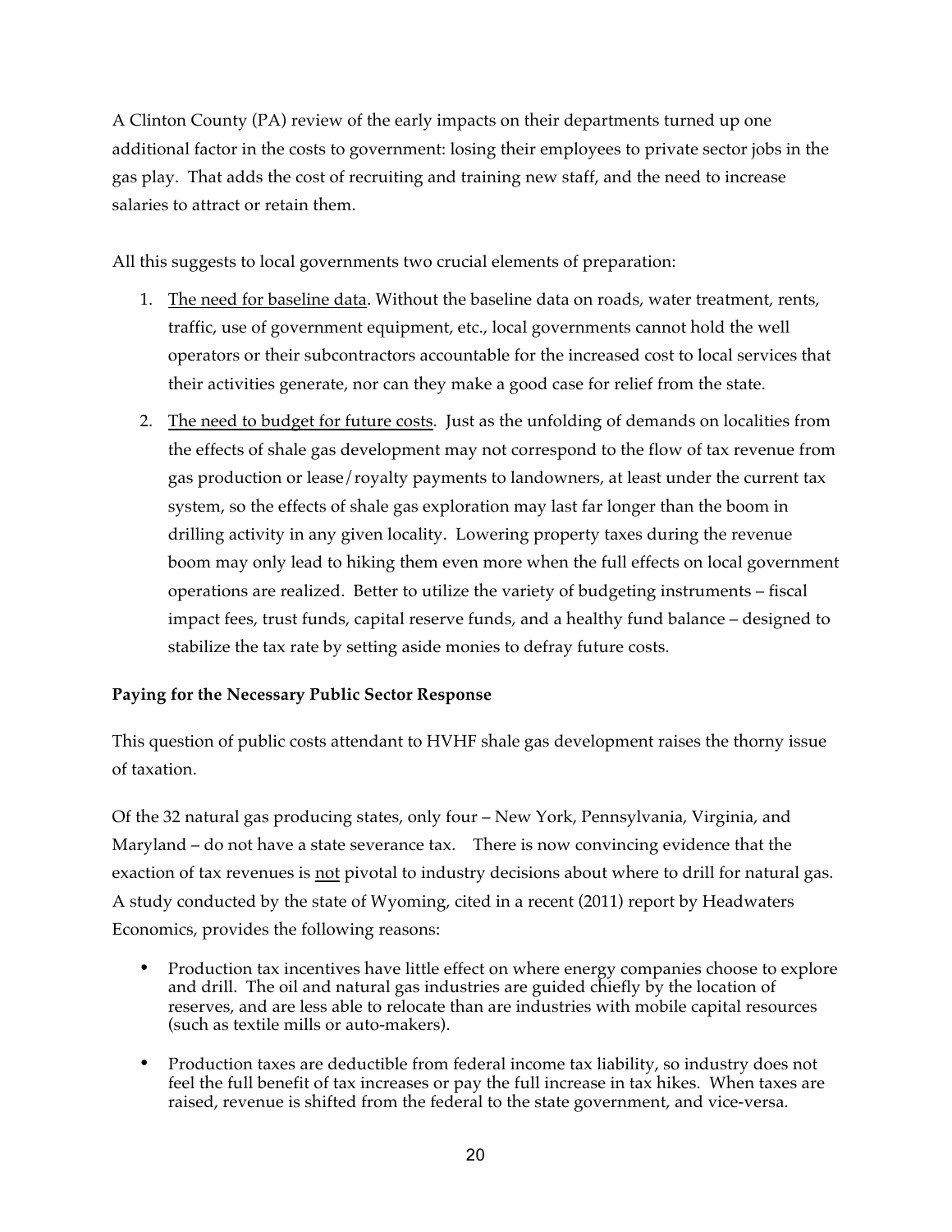A Clinton County (PA) review of the early impacts on their departments turned up one additional factor in the costs to government: losing their employees to private sector jobs in the gas play. That adds the cost of recruiting and training new staff, and the need to increase salaries to attract or retain them.

All this suggests to local governments two crucial elements of preparation:

1. <u>The need for baseline data</u>. Without the baseline data on roads, water treatment, rents, traffic, use of government equipment, etc., local governments cannot hold the well operators or their subcontractors accountable for the increased cost to local services that their activities generate, nor can they make a good case for relief from the state.
2. <u>The need to budget for future costs</u>. Just as the unfolding of demands on localities from the effects of shale gas development may not correspond to the flow of tax revenue from gas production or lease/royalty payments to landowners, at least under the current tax system, so the effects of shale gas exploration may last far longer than the boom in drilling activity in any given locality. Lowering property taxes during the revenue boom may only lead to hiking them even more when the full effects on local government operations are realized. Better to utilize the variety of budgeting instruments – fiscal impact fees, trust funds, capital reserve funds, and a healthy fund balance – designed to stabilize the tax rate by setting aside monies to defray future costs.

**Paying for the Necessary Public Sector Response**

This question of public costs attendant to HVHF shale gas development raises the thorny issue of taxation.

Of the 32 natural gas producing states, only four – New York, Pennsylvania, Virginia, and Maryland – do not have a state severance tax. There is now convincing evidence that the exaction of tax revenues is <u>not</u> pivotal to industry decisions about where to drill for natural gas. A study conducted by the state of Wyoming, cited in a recent (2011) report by Headwaters Economics, provides the following reasons:

- Production tax incentives have little effect on where energy companies choose to explore and drill. The oil and natural gas industries are guided chiefly by the location of reserves, and are less able to relocate than are industries with mobile capital resources (such as textile mills or auto-makers).
- Production taxes are deductible from federal income tax liability, so industry does not feel the full benefit of tax increases or pay the full increase in tax hikes. When taxes are raised, revenue is shifted from the federal to the state government, and vice-versa.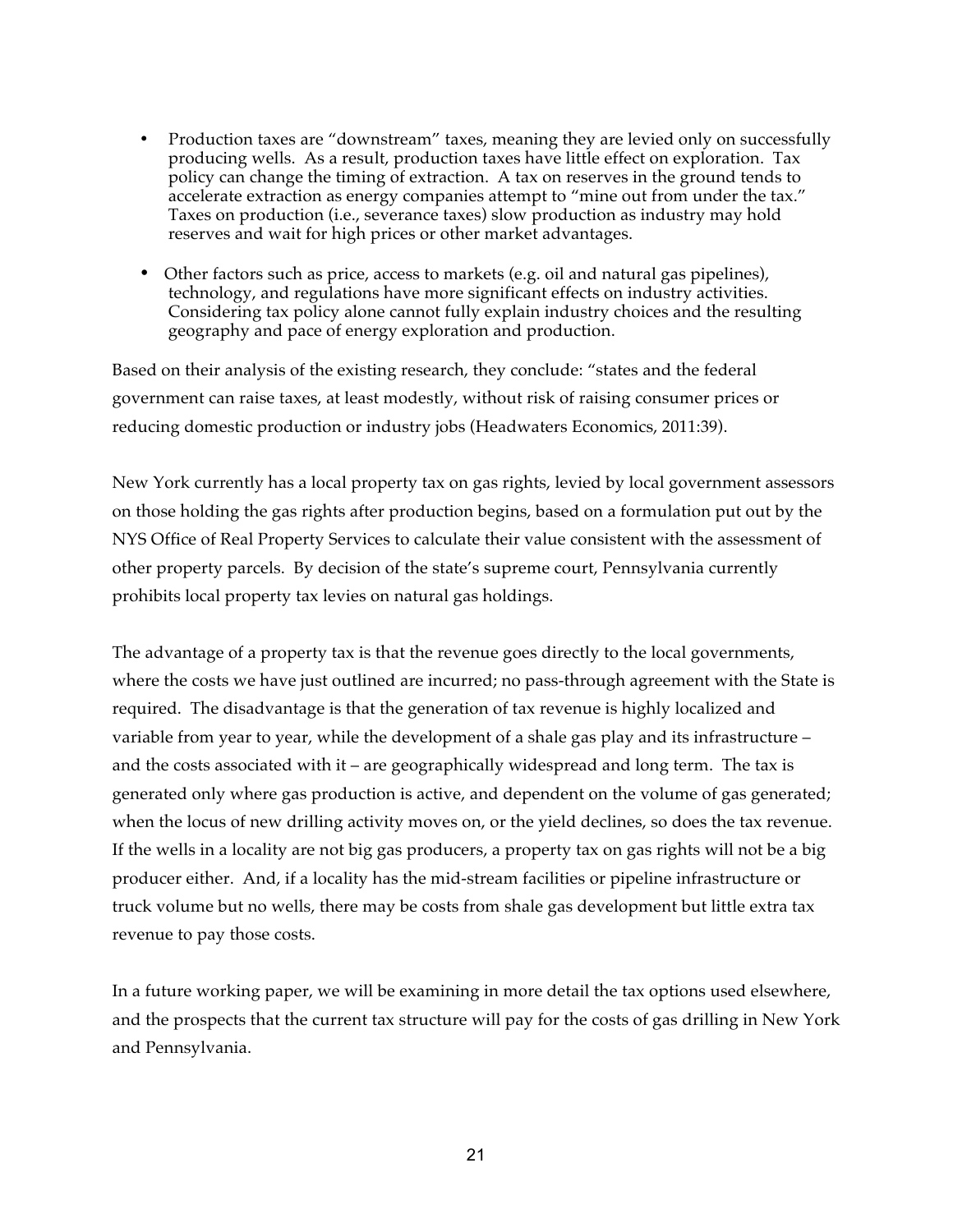- Production taxes are "downstream" taxes, meaning they are levied only on successfully producing wells. As a result, production taxes have little effect on exploration. Tax policy can change the timing of extraction. A tax on reserves in the ground tends to accelerate extraction as energy companies attempt to "mine out from under the tax." Taxes on production (i.e., severance taxes) slow production as industry may hold reserves and wait for high prices or other market advantages.
- Other factors such as price, access to markets (e.g. oil and natural gas pipelines), technology, and regulations have more significant effects on industry activities. Considering tax policy alone cannot fully explain industry choices and the resulting geography and pace of energy exploration and production.

Based on their analysis of the existing research, they conclude: "states and the federal government can raise taxes, at least modestly, without risk of raising consumer prices or reducing domestic production or industry jobs (Headwaters Economics, 2011:39).

New York currently has a local property tax on gas rights, levied by local government assessors on those holding the gas rights after production begins, based on a formulation put out by the NYS Office of Real Property Services to calculate their value consistent with the assessment of other property parcels. By decision of the state's supreme court, Pennsylvania currently prohibits local property tax levies on natural gas holdings.

The advantage of a property tax is that the revenue goes directly to the local governments, where the costs we have just outlined are incurred; no pass-through agreement with the State is required. The disadvantage is that the generation of tax revenue is highly localized and variable from year to year, while the development of a shale gas play and its infrastructure – and the costs associated with it – are geographically widespread and long term. The tax is generated only where gas production is active, and dependent on the volume of gas generated; when the locus of new drilling activity moves on, or the yield declines, so does the tax revenue. If the wells in a locality are not big gas producers, a property tax on gas rights will not be a big producer either. And, if a locality has the mid-stream facilities or pipeline infrastructure or truck volume but no wells, there may be costs from shale gas development but little extra tax revenue to pay those costs.

In a future working paper, we will be examining in more detail the tax options used elsewhere, and the prospects that the current tax structure will pay for the costs of gas drilling in New York and Pennsylvania.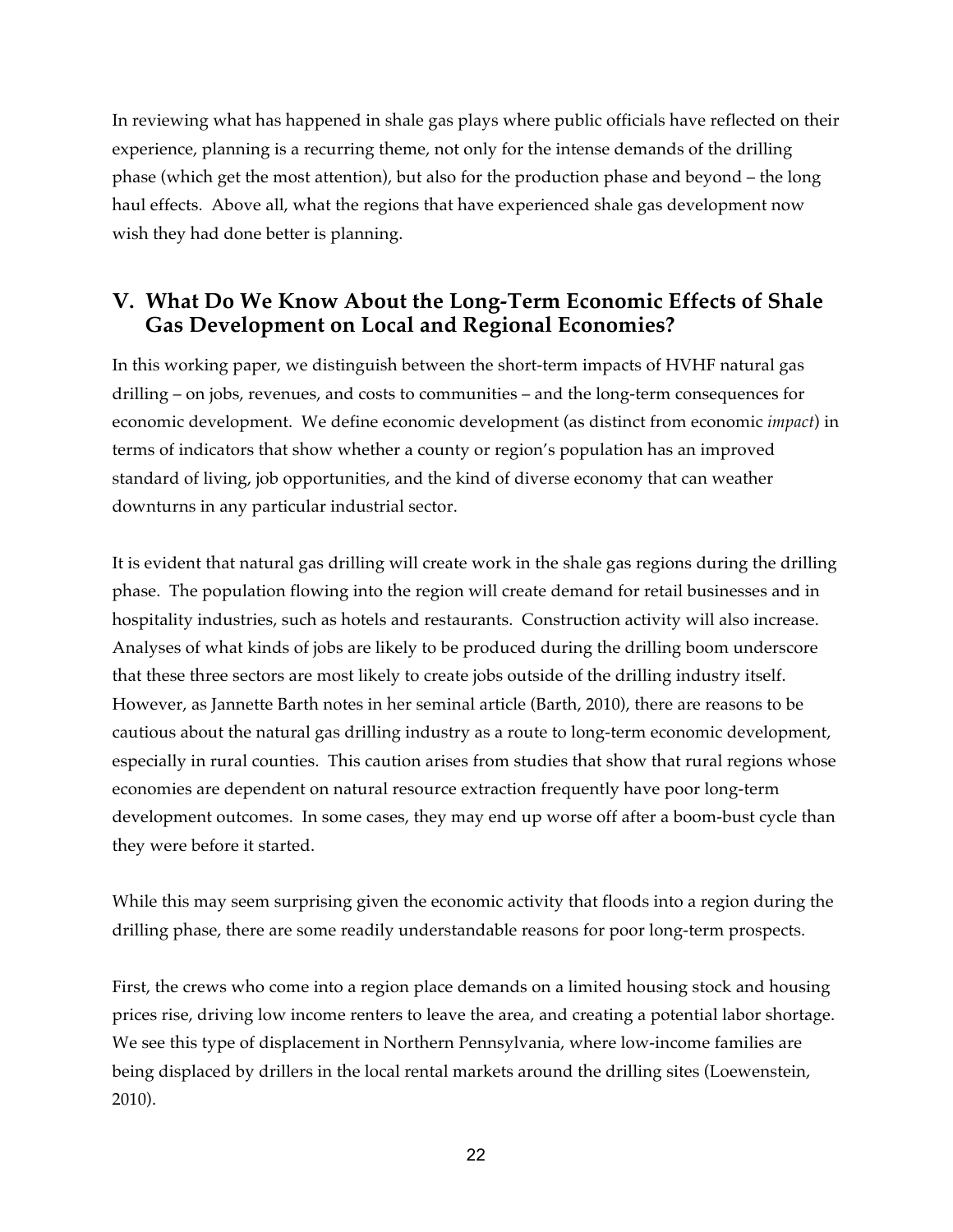In reviewing what has happened in shale gas plays where public officials have reflected on their experience, planning is a recurring theme, not only for the intense demands of the drilling phase (which get the most attention), but also for the production phase and beyond – the long haul effects. Above all, what the regions that have experienced shale gas development now wish they had done better is planning.

## V. What Do We Know About the Long-Term Economic Effects of Shale Gas Development on Local and Regional Economies?

In this working paper, we distinguish between the short-term impacts of HVHF natural gas drilling – on jobs, revenues, and costs to communities – and the long-term consequences for economic development. We define economic development (as distinct from economic *impact*) in terms of indicators that show whether a county or region's population has an improved standard of living, job opportunities, and the kind of diverse economy that can weather downturns in any particular industrial sector.

It is evident that natural gas drilling will create work in the shale gas regions during the drilling phase. The population flowing into the region will create demand for retail businesses and in hospitality industries, such as hotels and restaurants. Construction activity will also increase. Analyses of what kinds of jobs are likely to be produced during the drilling boom underscore that these three sectors are most likely to create jobs outside of the drilling industry itself. However, as Jannette Barth notes in her seminal article (Barth, 2010), there are reasons to be cautious about the natural gas drilling industry as a route to long-term economic development, especially in rural counties. This caution arises from studies that show that rural regions whose economies are dependent on natural resource extraction frequently have poor long-term development outcomes. In some cases, they may end up worse off after a boom-bust cycle than they were before it started.

While this may seem surprising given the economic activity that floods into a region during the drilling phase, there are some readily understandable reasons for poor long-term prospects.

First, the crews who come into a region place demands on a limited housing stock and housing prices rise, driving low income renters to leave the area, and creating a potential labor shortage. We see this type of displacement in Northern Pennsylvania, where low-income families are being displaced by drillers in the local rental markets around the drilling sites (Loewenstein, 2010).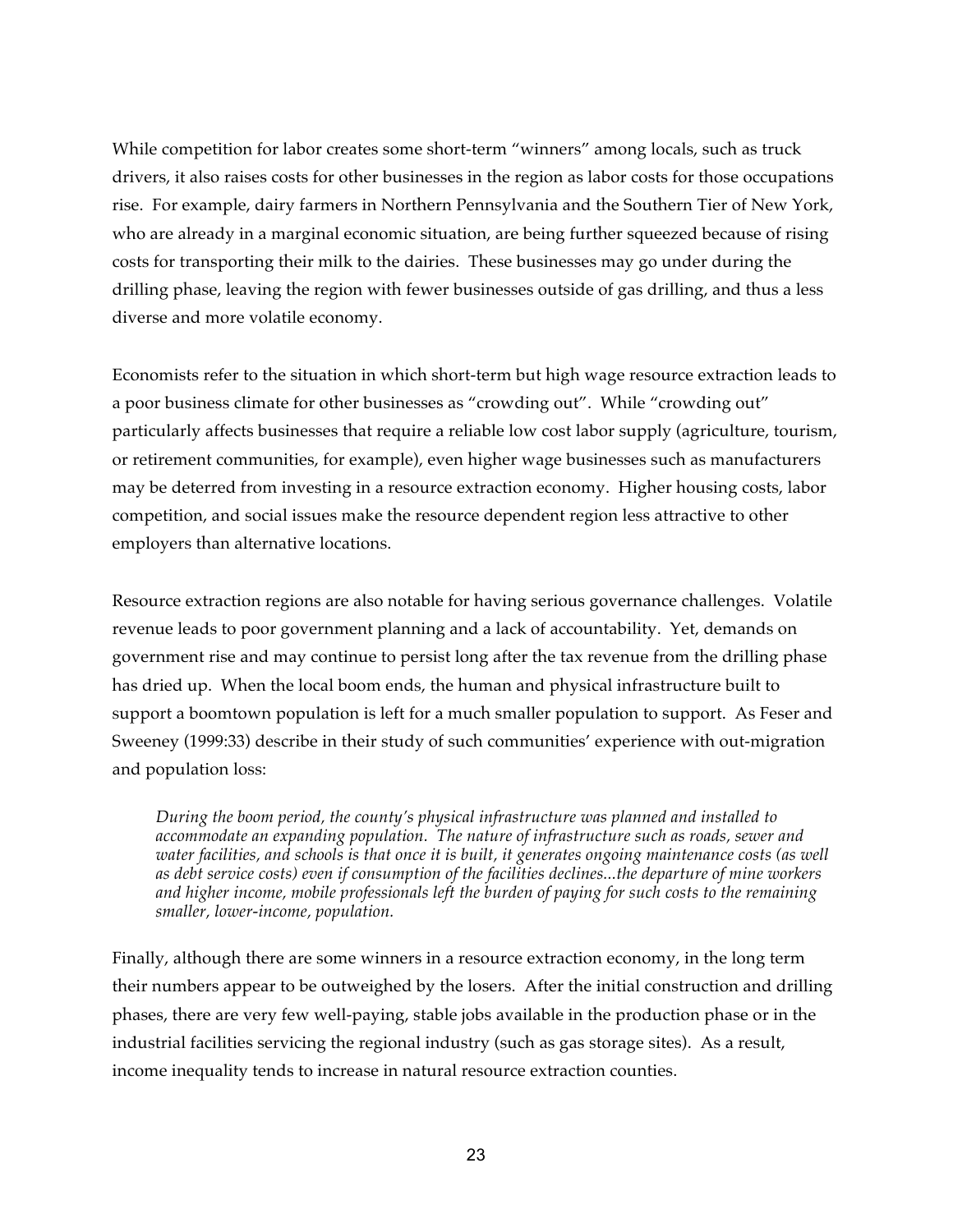While competition for labor creates some short-term "winners" among locals, such as truck drivers, it also raises costs for other businesses in the region as labor costs for those occupations rise. For example, dairy farmers in Northern Pennsylvania and the Southern Tier of New York, who are already in a marginal economic situation, are being further squeezed because of rising costs for transporting their milk to the dairies. These businesses may go under during the drilling phase, leaving the region with fewer businesses outside of gas drilling, and thus a less diverse and more volatile economy.

Economists refer to the situation in which short-term but high wage resource extraction leads to a poor business climate for other businesses as "crowding out". While "crowding out" particularly affects businesses that require a reliable low cost labor supply (agriculture, tourism, or retirement communities, for example), even higher wage businesses such as manufacturers may be deterred from investing in a resource extraction economy. Higher housing costs, labor competition, and social issues make the resource dependent region less attractive to other employers than alternative locations.

Resource extraction regions are also notable for having serious governance challenges. Volatile revenue leads to poor government planning and a lack of accountability. Yet, demands on government rise and may continue to persist long after the tax revenue from the drilling phase has dried up. When the local boom ends, the human and physical infrastructure built to support a boomtown population is left for a much smaller population to support. As Feser and Sweeney (1999:33) describe in their study of such communities' experience with out-migration and population loss:

> *During the boom period, the county's physical infrastructure was planned and installed to accommodate an expanding population. The nature of infrastructure such as roads, sewer and water facilities, and schools is that once it is built, it generates ongoing maintenance costs (as well as debt service costs) even if consumption of the facilities declines...the departure of mine workers and higher income, mobile professionals left the burden of paying for such costs to the remaining smaller, lower-income, population.*

Finally, although there are some winners in a resource extraction economy, in the long term their numbers appear to be outweighed by the losers. After the initial construction and drilling phases, there are very few well-paying, stable jobs available in the production phase or in the industrial facilities servicing the regional industry (such as gas storage sites). As a result, income inequality tends to increase in natural resource extraction counties.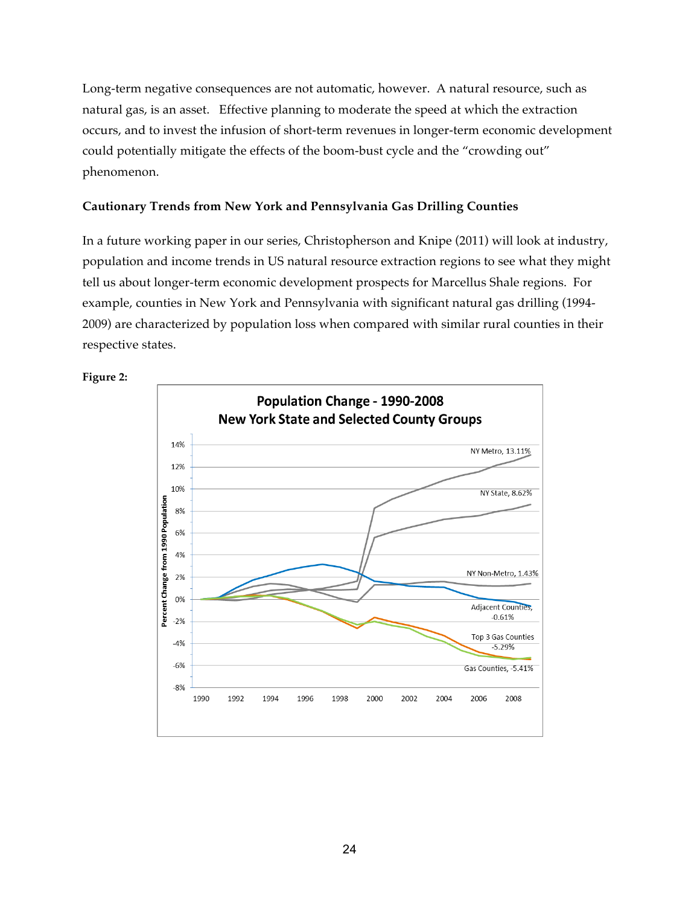Long-term negative consequences are not automatic, however. A natural resource, such as natural gas, is an asset. Effective planning to moderate the speed at which the extraction occurs, and to invest the infusion of short-term revenues in longer-term economic development could potentially mitigate the effects of the boom-bust cycle and the "crowding out" phenomenon.

### Cautionary Trends from New York and Pennsylvania Gas Drilling Counties

In a future working paper in our series, Christopherson and Knipe (2011) will look at industry, population and income trends in US natural resource extraction regions to see what they might tell us about longer-term economic development prospects for Marcellus Shale regions. For example, counties in New York and Pennsylvania with significant natural gas drilling (1994-2009) are characterized by population loss when compared with similar rural counties in their respective states.

**Figure 2:**

**Population Change - 1990-2008**
**New York State and Selected County Groups**

Percent Change from 1990 Population

NY Metro, 13.11%
NY State, 8.62%
NY Non-Metro, 1.43%
Adjacent Counties, -0.61%
Top 3 Gas Counties -5.29%
Gas Counties, -5.41%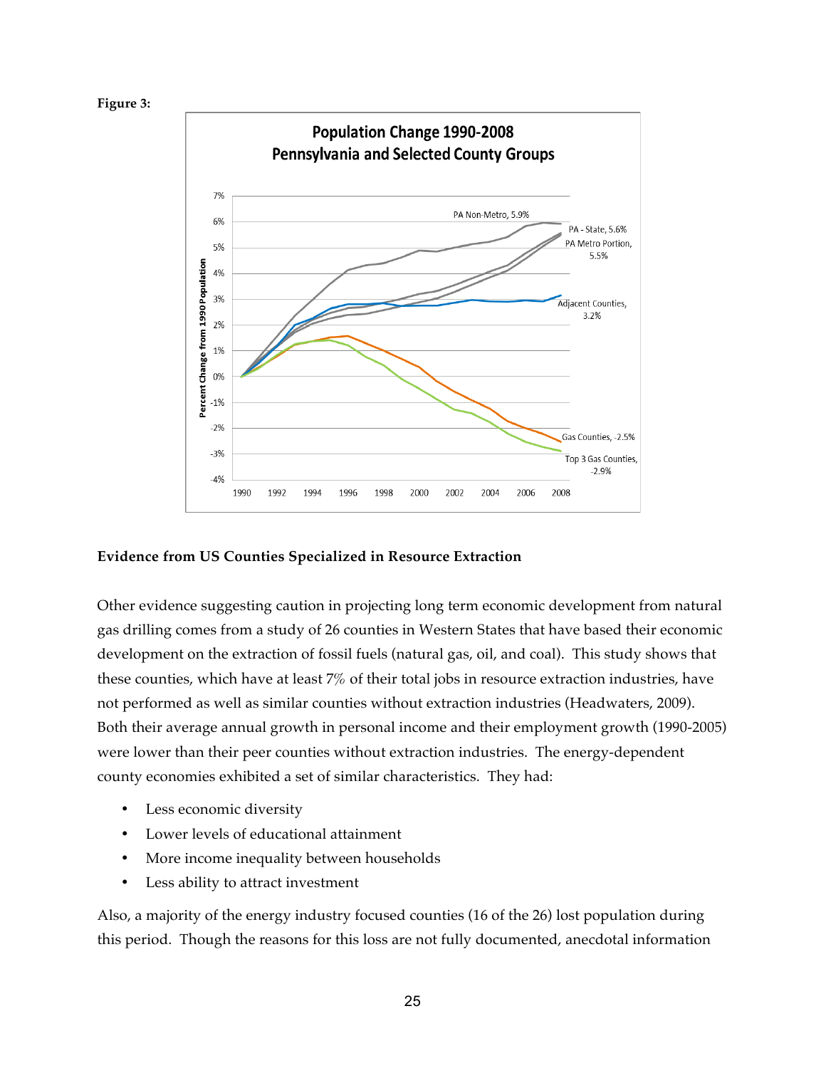**Figure 3:**

**Evidence from US Counties Specialized in Resource Extraction**

Other evidence suggesting caution in projecting long term economic development from natural gas drilling comes from a study of 26 counties in Western States that have based their economic development on the extraction of fossil fuels (natural gas, oil, and coal). This study shows that these counties, which have at least 7% of their total jobs in resource extraction industries, have not performed as well as similar counties without extraction industries (Headwaters, 2009). Both their average annual growth in personal income and their employment growth (1990-2005) were lower than their peer counties without extraction industries. The energy-dependent county economies exhibited a set of similar characteristics. They had:

- Less economic diversity
- Lower levels of educational attainment
- More income inequality between households
- Less ability to attract investment

Also, a majority of the energy industry focused counties (16 of the 26) lost population during this period. Though the reasons for this loss are not fully documented, anecdotal information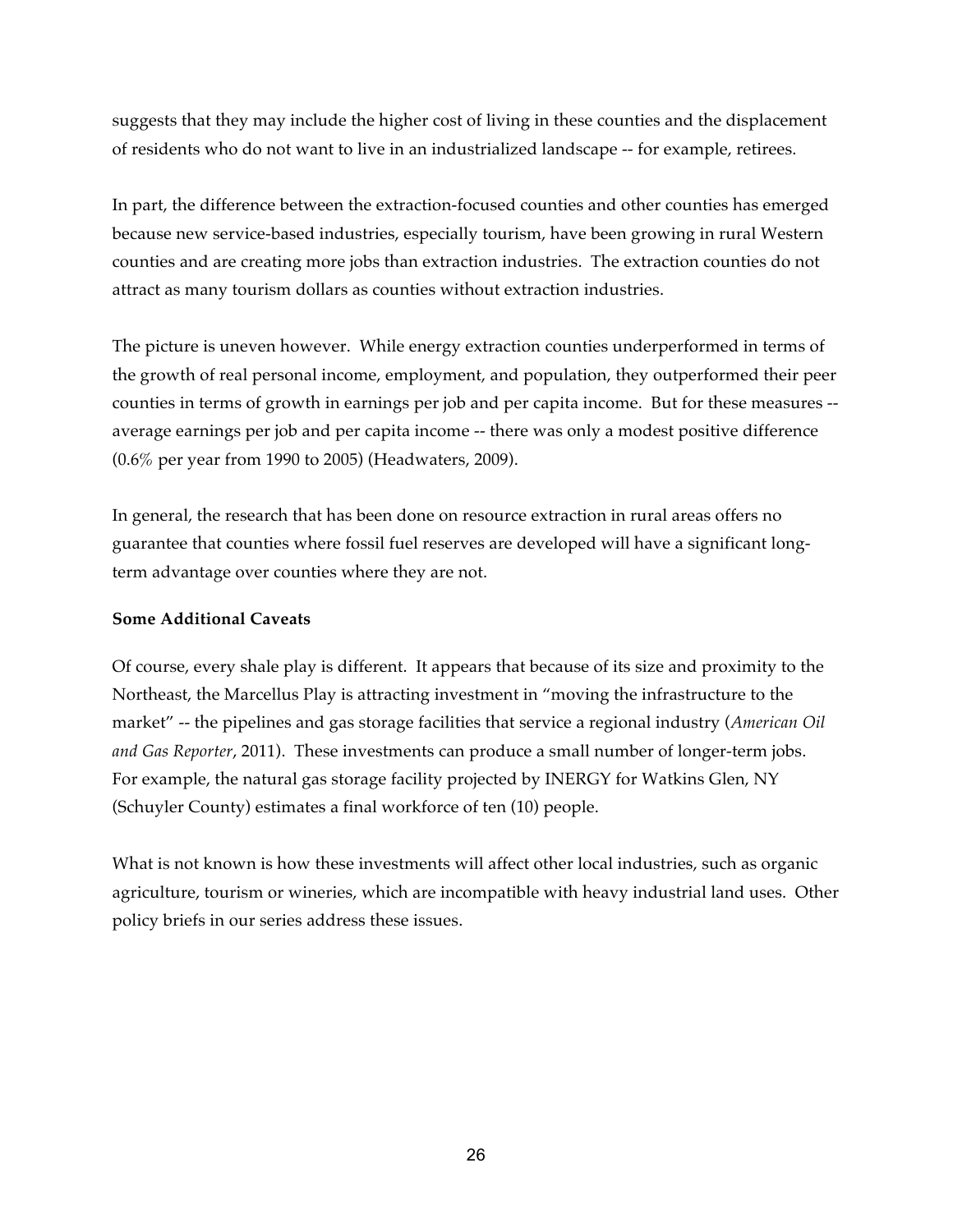suggests that they may include the higher cost of living in these counties and the displacement of residents who do not want to live in an industrialized landscape -- for example, retirees.

In part, the difference between the extraction-focused counties and other counties has emerged because new service-based industries, especially tourism, have been growing in rural Western counties and are creating more jobs than extraction industries. The extraction counties do not attract as many tourism dollars as counties without extraction industries.

The picture is uneven however. While energy extraction counties underperformed in terms of the growth of real personal income, employment, and population, they outperformed their peer counties in terms of growth in earnings per job and per capita income. But for these measures -- average earnings per job and per capita income -- there was only a modest positive difference (0.6% per year from 1990 to 2005) (Headwaters, 2009).

In general, the research that has been done on resource extraction in rural areas offers no guarantee that counties where fossil fuel reserves are developed will have a significant long-term advantage over counties where they are not.

**Some Additional Caveats**

Of course, every shale play is different. It appears that because of its size and proximity to the Northeast, the Marcellus Play is attracting investment in "moving the infrastructure to the market" -- the pipelines and gas storage facilities that service a regional industry (*American Oil and Gas Reporter*, 2011). These investments can produce a small number of longer-term jobs. For example, the natural gas storage facility projected by INERGY for Watkins Glen, NY (Schuyler County) estimates a final workforce of ten (10) people.

What is not known is how these investments will affect other local industries, such as organic agriculture, tourism or wineries, which are incompatible with heavy industrial land uses. Other policy briefs in our series address these issues.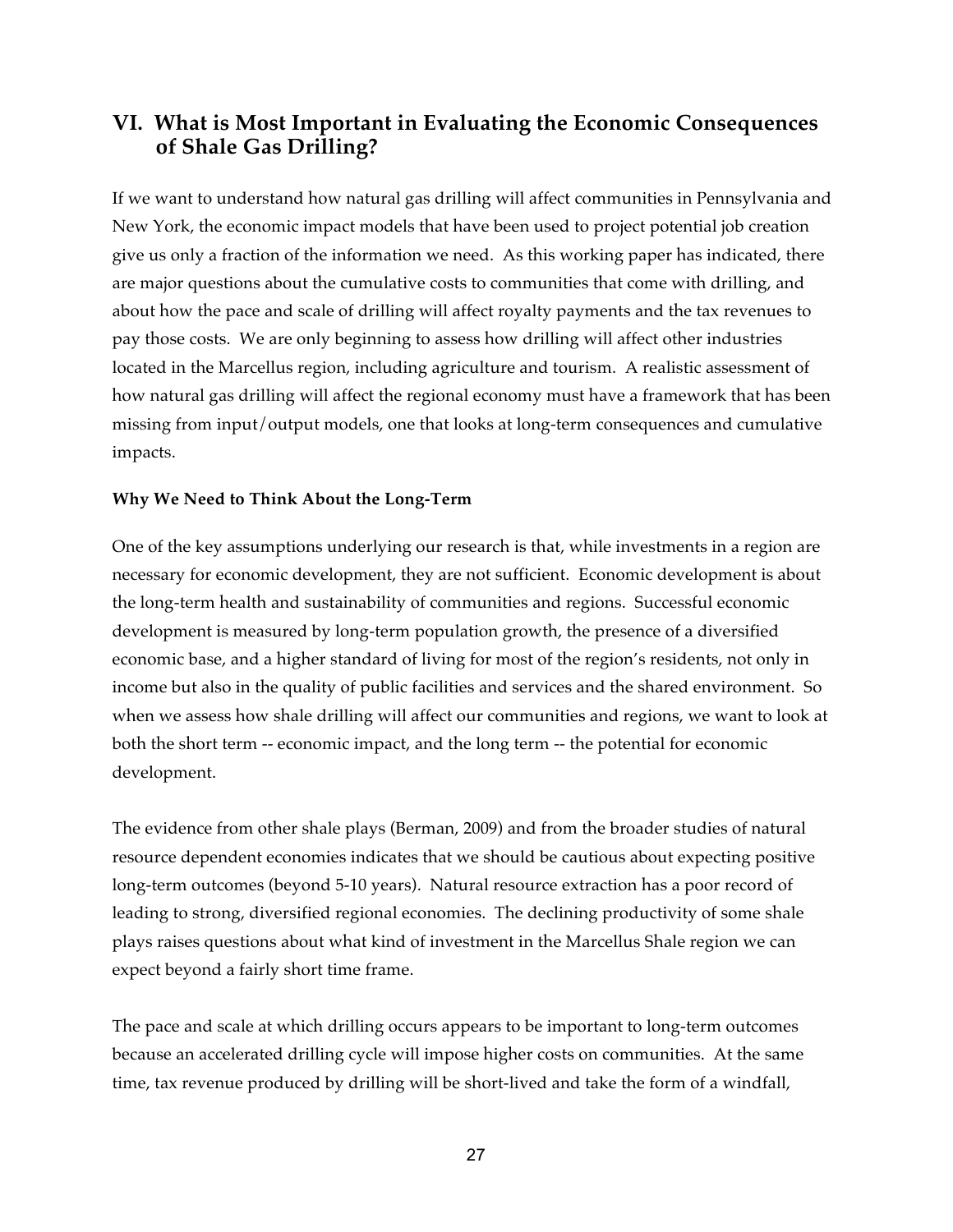## VI. What is Most Important in Evaluating the Economic Consequences of Shale Gas Drilling?

If we want to understand how natural gas drilling will affect communities in Pennsylvania and New York, the economic impact models that have been used to project potential job creation give us only a fraction of the information we need. As this working paper has indicated, there are major questions about the cumulative costs to communities that come with drilling, and about how the pace and scale of drilling will affect royalty payments and the tax revenues to pay those costs. We are only beginning to assess how drilling will affect other industries located in the Marcellus region, including agriculture and tourism. A realistic assessment of how natural gas drilling will affect the regional economy must have a framework that has been missing from input/output models, one that looks at long-term consequences and cumulative impacts.

**Why We Need to Think About the Long-Term**

One of the key assumptions underlying our research is that, while investments in a region are necessary for economic development, they are not sufficient. Economic development is about the long-term health and sustainability of communities and regions. Successful economic development is measured by long-term population growth, the presence of a diversified economic base, and a higher standard of living for most of the region's residents, not only in income but also in the quality of public facilities and services and the shared environment. So when we assess how shale drilling will affect our communities and regions, we want to look at both the short term -- economic impact, and the long term -- the potential for economic development.

The evidence from other shale plays (Berman, 2009) and from the broader studies of natural resource dependent economies indicates that we should be cautious about expecting positive long-term outcomes (beyond 5-10 years). Natural resource extraction has a poor record of leading to strong, diversified regional economies. The declining productivity of some shale plays raises questions about what kind of investment in the Marcellus Shale region we can expect beyond a fairly short time frame.

The pace and scale at which drilling occurs appears to be important to long-term outcomes because an accelerated drilling cycle will impose higher costs on communities. At the same time, tax revenue produced by drilling will be short-lived and take the form of a windfall,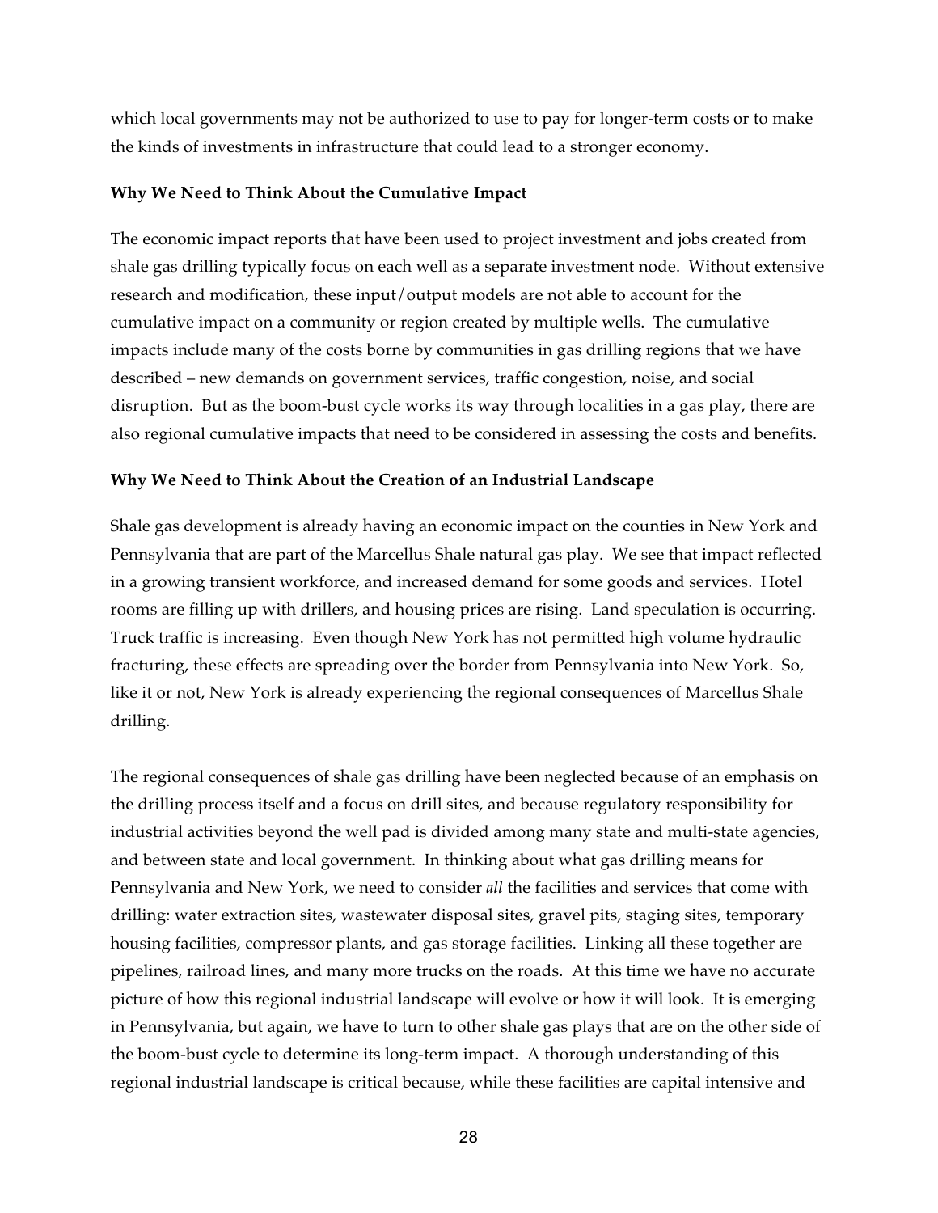which local governments may not be authorized to use to pay for longer-term costs or to make the kinds of investments in infrastructure that could lead to a stronger economy.

**Why We Need to Think About the Cumulative Impact**

The economic impact reports that have been used to project investment and jobs created from shale gas drilling typically focus on each well as a separate investment node. Without extensive research and modification, these input/output models are not able to account for the cumulative impact on a community or region created by multiple wells. The cumulative impacts include many of the costs borne by communities in gas drilling regions that we have described – new demands on government services, traffic congestion, noise, and social disruption. But as the boom-bust cycle works its way through localities in a gas play, there are also regional cumulative impacts that need to be considered in assessing the costs and benefits.

**Why We Need to Think About the Creation of an Industrial Landscape**

Shale gas development is already having an economic impact on the counties in New York and Pennsylvania that are part of the Marcellus Shale natural gas play. We see that impact reflected in a growing transient workforce, and increased demand for some goods and services. Hotel rooms are filling up with drillers, and housing prices are rising. Land speculation is occurring. Truck traffic is increasing. Even though New York has not permitted high volume hydraulic fracturing, these effects are spreading over the border from Pennsylvania into New York. So, like it or not, New York is already experiencing the regional consequences of Marcellus Shale drilling.

The regional consequences of shale gas drilling have been neglected because of an emphasis on the drilling process itself and a focus on drill sites, and because regulatory responsibility for industrial activities beyond the well pad is divided among many state and multi-state agencies, and between state and local government. In thinking about what gas drilling means for Pennsylvania and New York, we need to consider *all* the facilities and services that come with drilling: water extraction sites, wastewater disposal sites, gravel pits, staging sites, temporary housing facilities, compressor plants, and gas storage facilities. Linking all these together are pipelines, railroad lines, and many more trucks on the roads. At this time we have no accurate picture of how this regional industrial landscape will evolve or how it will look. It is emerging in Pennsylvania, but again, we have to turn to other shale gas plays that are on the other side of the boom-bust cycle to determine its long-term impact. A thorough understanding of this regional industrial landscape is critical because, while these facilities are capital intensive and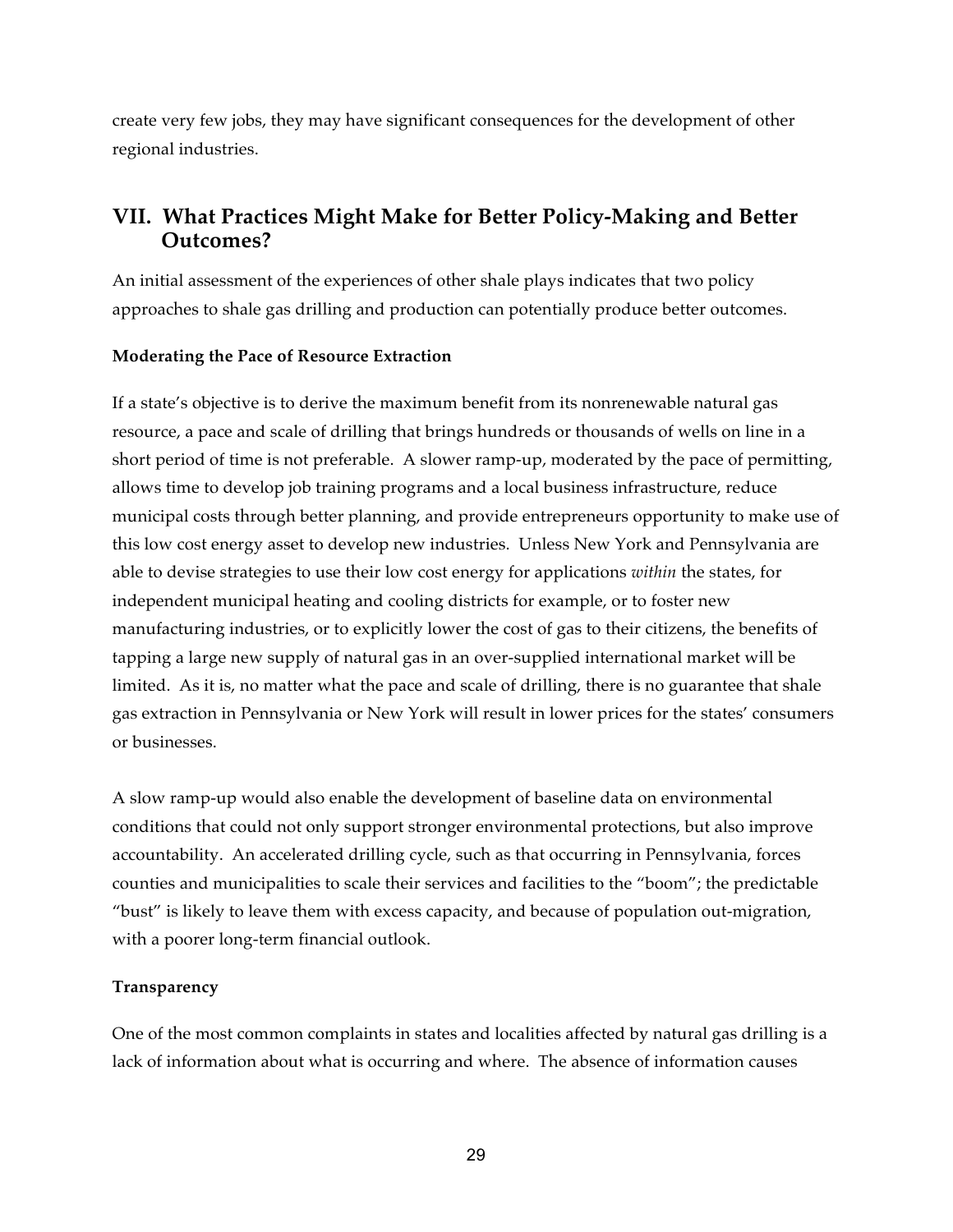create very few jobs, they may have significant consequences for the development of other regional industries.

## VII. What Practices Might Make for Better Policy-Making and Better Outcomes?

An initial assessment of the experiences of other shale plays indicates that two policy approaches to shale gas drilling and production can potentially produce better outcomes.

**Moderating the Pace of Resource Extraction**

If a state's objective is to derive the maximum benefit from its nonrenewable natural gas resource, a pace and scale of drilling that brings hundreds or thousands of wells on line in a short period of time is not preferable. A slower ramp-up, moderated by the pace of permitting, allows time to develop job training programs and a local business infrastructure, reduce municipal costs through better planning, and provide entrepreneurs opportunity to make use of this low cost energy asset to develop new industries. Unless New York and Pennsylvania are able to devise strategies to use their low cost energy for applications *within* the states, for independent municipal heating and cooling districts for example, or to foster new manufacturing industries, or to explicitly lower the cost of gas to their citizens, the benefits of tapping a large new supply of natural gas in an over-supplied international market will be limited. As it is, no matter what the pace and scale of drilling, there is no guarantee that shale gas extraction in Pennsylvania or New York will result in lower prices for the states' consumers or businesses.

A slow ramp-up would also enable the development of baseline data on environmental conditions that could not only support stronger environmental protections, but also improve accountability. An accelerated drilling cycle, such as that occurring in Pennsylvania, forces counties and municipalities to scale their services and facilities to the "boom"; the predictable "bust" is likely to leave them with excess capacity, and because of population out-migration, with a poorer long-term financial outlook.

**Transparency**

One of the most common complaints in states and localities affected by natural gas drilling is a lack of information about what is occurring and where. The absence of information causes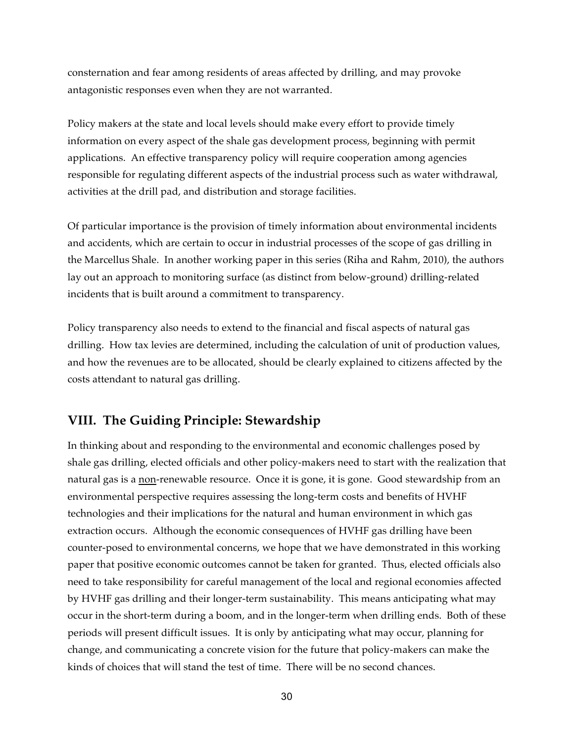consternation and fear among residents of areas affected by drilling, and may provoke antagonistic responses even when they are not warranted.

Policy makers at the state and local levels should make every effort to provide timely information on every aspect of the shale gas development process, beginning with permit applications. An effective transparency policy will require cooperation among agencies responsible for regulating different aspects of the industrial process such as water withdrawal, activities at the drill pad, and distribution and storage facilities.

Of particular importance is the provision of timely information about environmental incidents and accidents, which are certain to occur in industrial processes of the scope of gas drilling in the Marcellus Shale. In another working paper in this series (Riha and Rahm, 2010), the authors lay out an approach to monitoring surface (as distinct from below-ground) drilling-related incidents that is built around a commitment to transparency.

Policy transparency also needs to extend to the financial and fiscal aspects of natural gas drilling. How tax levies are determined, including the calculation of unit of production values, and how the revenues are to be allocated, should be clearly explained to citizens affected by the costs attendant to natural gas drilling.

## VIII. The Guiding Principle: Stewardship

In thinking about and responding to the environmental and economic challenges posed by shale gas drilling, elected officials and other policy-makers need to start with the realization that natural gas is a <u>non</u>-renewable resource. Once it is gone, it is gone. Good stewardship from an environmental perspective requires assessing the long-term costs and benefits of HVHF technologies and their implications for the natural and human environment in which gas extraction occurs. Although the economic consequences of HVHF gas drilling have been counter-posed to environmental concerns, we hope that we have demonstrated in this working paper that positive economic outcomes cannot be taken for granted. Thus, elected officials also need to take responsibility for careful management of the local and regional economies affected by HVHF gas drilling and their longer-term sustainability. This means anticipating what may occur in the short-term during a boom, and in the longer-term when drilling ends. Both of these periods will present difficult issues. It is only by anticipating what may occur, planning for change, and communicating a concrete vision for the future that policy-makers can make the kinds of choices that will stand the test of time. There will be no second chances.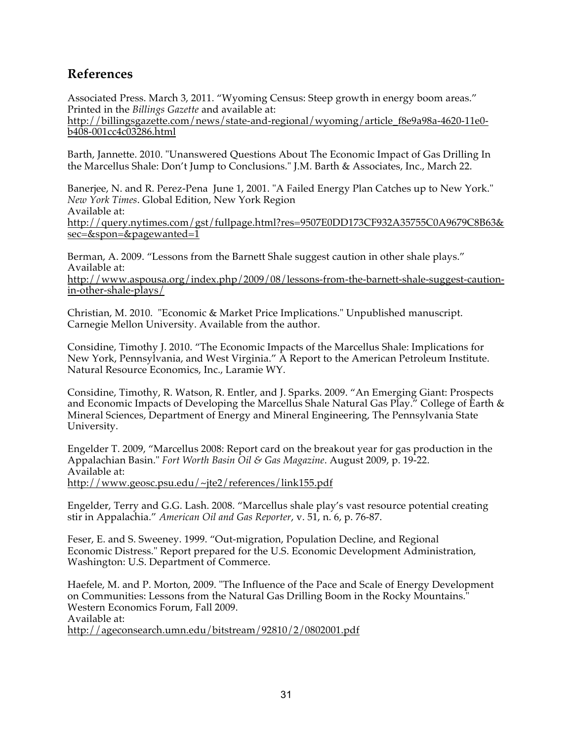## References

Associated Press. March 3, 2011. “Wyoming Census: Steep growth in energy boom areas.” Printed in the *Billings Gazette* and available at: http://billingsgazette.com/news/state-and-regional/wyoming/article_f8e9a98a-4620-11e0-b408-001cc4c03286.html

Barth, Jannette. 2010. "Unanswered Questions About The Economic Impact of Gas Drilling In the Marcellus Shale: Don’t Jump to Conclusions." J.M. Barth & Associates, Inc., March 22.

Banerjee, N. and R. Perez-Pena June 1, 2001. "A Failed Energy Plan Catches up to New York." *New York Times*. Global Edition, New York Region Available at: http://query.nytimes.com/gst/fullpage.html?res=9507E0DD173CF932A35755C0A9679C8B63&sec=&spon=&pagewanted=1

Berman, A. 2009. “Lessons from the Barnett Shale suggest caution in other shale plays.” Available at: http://www.aspousa.org/index.php/2009/08/lessons-from-the-barnett-shale-suggest-caution-in-other-shale-plays/

Christian, M. 2010. "Economic & Market Price Implications." Unpublished manuscript. Carnegie Mellon University. Available from the author.

Considine, Timothy J. 2010. “The Economic Impacts of the Marcellus Shale: Implications for New York, Pennsylvania, and West Virginia.” A Report to the American Petroleum Institute. Natural Resource Economics, Inc., Laramie WY.

Considine, Timothy, R. Watson, R. Entler, and J. Sparks. 2009. “An Emerging Giant: Prospects and Economic Impacts of Developing the Marcellus Shale Natural Gas Play.” College of Earth & Mineral Sciences, Department of Energy and Mineral Engineering, The Pennsylvania State University.

Engelder T. 2009, “Marcellus 2008: Report card on the breakout year for gas production in the Appalachian Basin." *Fort Worth Basin Oil & Gas Magazine*. August 2009, p. 19-22. Available at: http://www.geosc.psu.edu/~jte2/references/link155.pdf

Engelder, Terry and G.G. Lash. 2008. “Marcellus shale play’s vast resource potential creating stir in Appalachia.” *American Oil and Gas Reporter*, v. 51, n. 6, p. 76-87.

Feser, E. and S. Sweeney. 1999. “Out-migration, Population Decline, and Regional Economic Distress." Report prepared for the U.S. Economic Development Administration, Washington: U.S. Department of Commerce.

Haefele, M. and P. Morton, 2009. "The Influence of the Pace and Scale of Energy Development on Communities: Lessons from the Natural Gas Drilling Boom in the Rocky Mountains." Western Economics Forum, Fall 2009. Available at: http://ageconsearch.umn.edu/bitstream/92810/2/0802001.pdf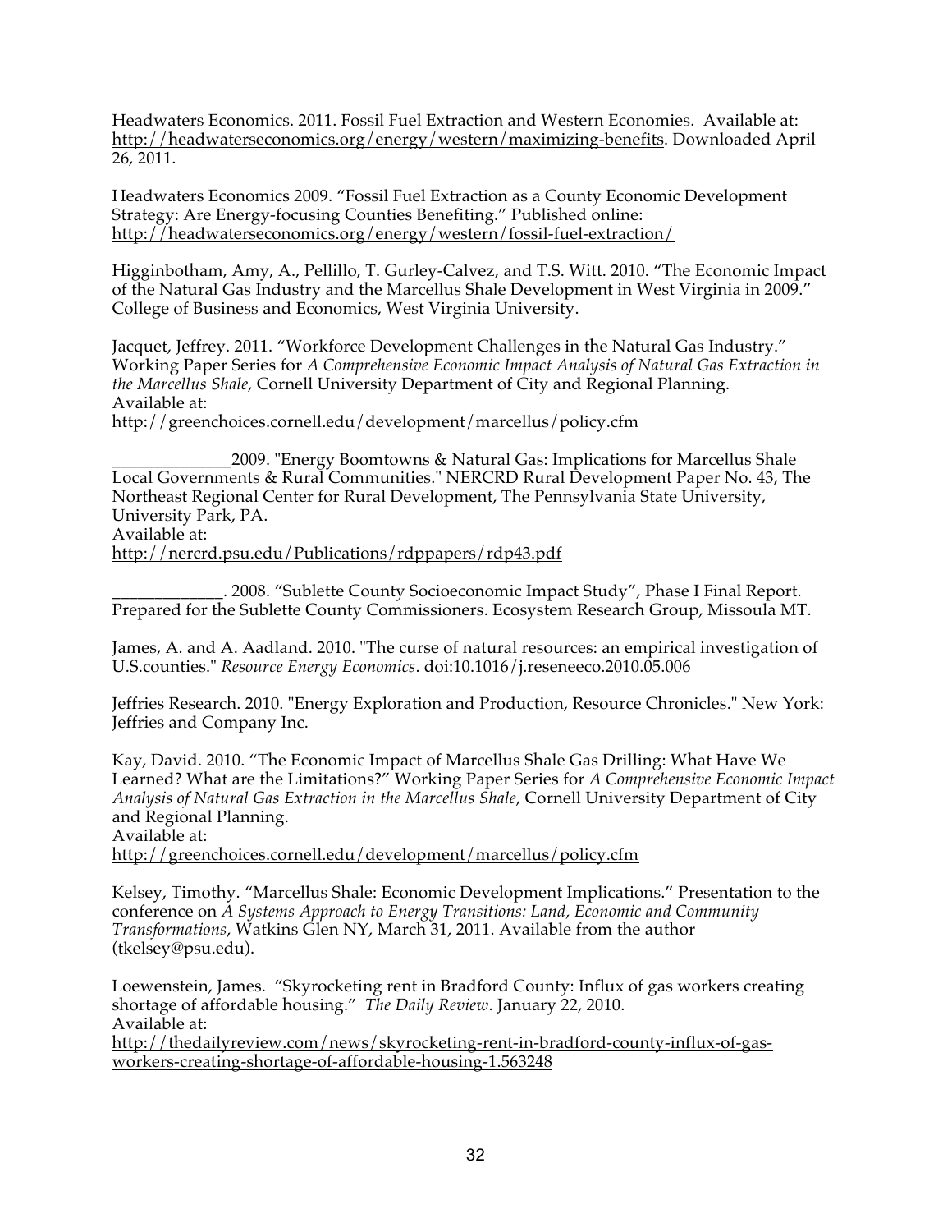Headwaters Economics. 2011. Fossil Fuel Extraction and Western Economies. Available at: http://headwaterseconomics.org/energy/western/maximizing-benefits. Downloaded April 26, 2011.

Headwaters Economics 2009. "Fossil Fuel Extraction as a County Economic Development Strategy: Are Energy-focusing Counties Benefiting." Published online: http://headwaterseconomics.org/energy/western/fossil-fuel-extraction/

Higginbotham, Amy, A., Pellillo, T. Gurley-Calvez, and T.S. Witt. 2010. "The Economic Impact of the Natural Gas Industry and the Marcellus Shale Development in West Virginia in 2009." College of Business and Economics, West Virginia University.

Jacquet, Jeffrey. 2011. "Workforce Development Challenges in the Natural Gas Industry." Working Paper Series for *A Comprehensive Economic Impact Analysis of Natural Gas Extraction in the Marcellus Shale*, Cornell University Department of City and Regional Planning. Available at: http://greenchoices.cornell.edu/development/marcellus/policy.cfm

______________2009. "Energy Boomtowns & Natural Gas: Implications for Marcellus Shale Local Governments & Rural Communities." NERCRD Rural Development Paper No. 43, The Northeast Regional Center for Rural Development, The Pennsylvania State University, University Park, PA. Available at: http://nercrd.psu.edu/Publications/rdppapers/rdp43.pdf

_____________. 2008. "Sublette County Socioeconomic Impact Study", Phase I Final Report. Prepared for the Sublette County Commissioners. Ecosystem Research Group, Missoula MT.

James, A. and A. Aadland. 2010. "The curse of natural resources: an empirical investigation of U.S.counties." *Resource Energy Economics*. doi:10.1016/j.reseneeco.2010.05.006

Jeffries Research. 2010. "Energy Exploration and Production, Resource Chronicles." New York: Jeffries and Company Inc.

Kay, David. 2010. "The Economic Impact of Marcellus Shale Gas Drilling: What Have We Learned? What are the Limitations?" Working Paper Series for *A Comprehensive Economic Impact Analysis of Natural Gas Extraction in the Marcellus Shale*, Cornell University Department of City and Regional Planning. Available at: http://greenchoices.cornell.edu/development/marcellus/policy.cfm

Kelsey, Timothy. "Marcellus Shale: Economic Development Implications." Presentation to the conference on *A Systems Approach to Energy Transitions: Land, Economic and Community Transformations*, Watkins Glen NY, March 31, 2011. Available from the author (tkelsey@psu.edu).

Loewenstein, James. "Skyrocketing rent in Bradford County: Influx of gas workers creating shortage of affordable housing." *The Daily Review*. January 22, 2010. Available at: http://thedailyreview.com/news/skyrocketing-rent-in-bradford-county-influx-of-gas-workers-creating-shortage-of-affordable-housing-1.563248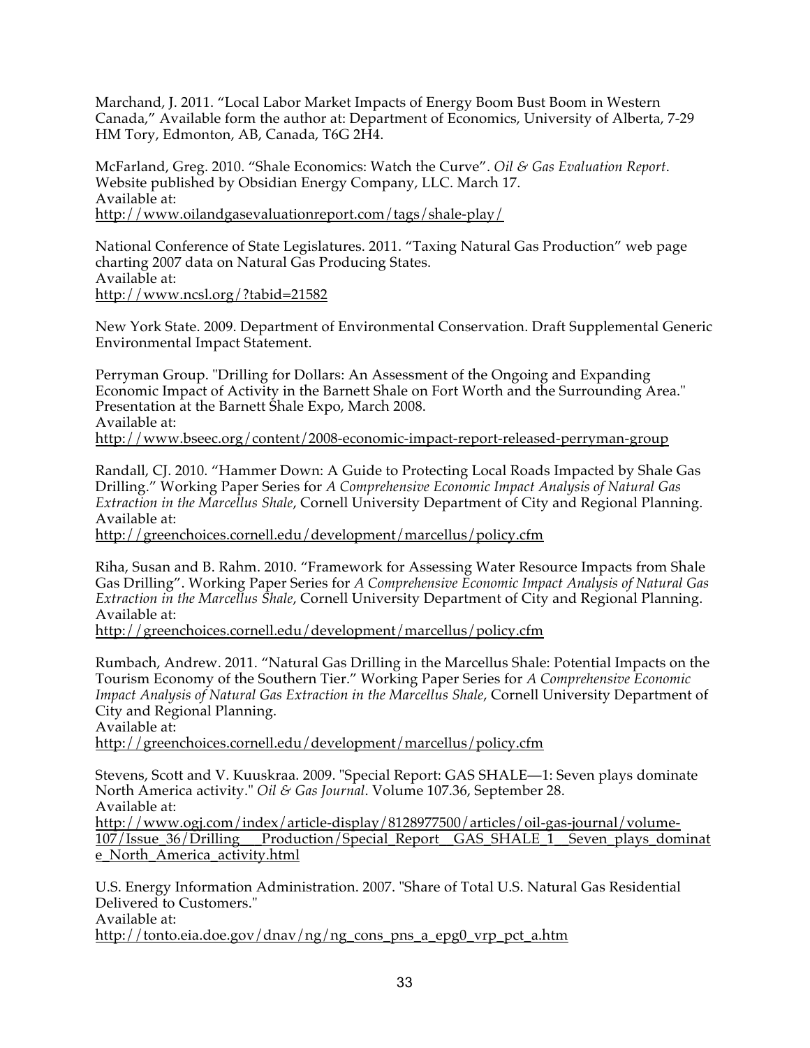Marchand, J. 2011. "Local Labor Market Impacts of Energy Boom Bust Boom in Western Canada," Available form the author at: Department of Economics, University of Alberta, 7-29 HM Tory, Edmonton, AB, Canada, T6G 2H4.

McFarland, Greg. 2010. "Shale Economics: Watch the Curve". *Oil & Gas Evaluation Report*. Website published by Obsidian Energy Company, LLC. March 17.
Available at:
http://www.oilandgasevaluationreport.com/tags/shale-play/

National Conference of State Legislatures. 2011. "Taxing Natural Gas Production" web page charting 2007 data on Natural Gas Producing States.
Available at:
http://www.ncsl.org/?tabid=21582

New York State. 2009. Department of Environmental Conservation. Draft Supplemental Generic Environmental Impact Statement.

Perryman Group. "Drilling for Dollars: An Assessment of the Ongoing and Expanding Economic Impact of Activity in the Barnett Shale on Fort Worth and the Surrounding Area." Presentation at the Barnett Shale Expo, March 2008.
Available at:
http://www.bseec.org/content/2008-economic-impact-report-released-perryman-group

Randall, CJ. 2010. "Hammer Down: A Guide to Protecting Local Roads Impacted by Shale Gas Drilling." Working Paper Series for *A Comprehensive Economic Impact Analysis of Natural Gas Extraction in the Marcellus Shale*, Cornell University Department of City and Regional Planning.
Available at:
http://greenchoices.cornell.edu/development/marcellus/policy.cfm

Riha, Susan and B. Rahm. 2010. "Framework for Assessing Water Resource Impacts from Shale Gas Drilling". Working Paper Series for *A Comprehensive Economic Impact Analysis of Natural Gas Extraction in the Marcellus Shale*, Cornell University Department of City and Regional Planning.
Available at:
http://greenchoices.cornell.edu/development/marcellus/policy.cfm

Rumbach, Andrew. 2011. "Natural Gas Drilling in the Marcellus Shale: Potential Impacts on the Tourism Economy of the Southern Tier." Working Paper Series for *A Comprehensive Economic Impact Analysis of Natural Gas Extraction in the Marcellus Shale*, Cornell University Department of City and Regional Planning.
Available at:
http://greenchoices.cornell.edu/development/marcellus/policy.cfm

Stevens, Scott and V. Kuuskraa. 2009. "Special Report: GAS SHALE—1: Seven plays dominate North America activity." *Oil & Gas Journal*. Volume 107.36, September 28.
Available at:
http://www.ogj.com/index/article-display/8128977500/articles/oil-gas-journal/volume-107/Issue_36/Drilling___Production/Special_Report__GAS_SHALE_1__Seven_plays_dominate_North_America_activity.html

U.S. Energy Information Administration. 2007. "Share of Total U.S. Natural Gas Residential Delivered to Customers."
Available at:
http://tonto.eia.doe.gov/dnav/ng/ng_cons_pns_a_epg0_vrp_pct_a.htm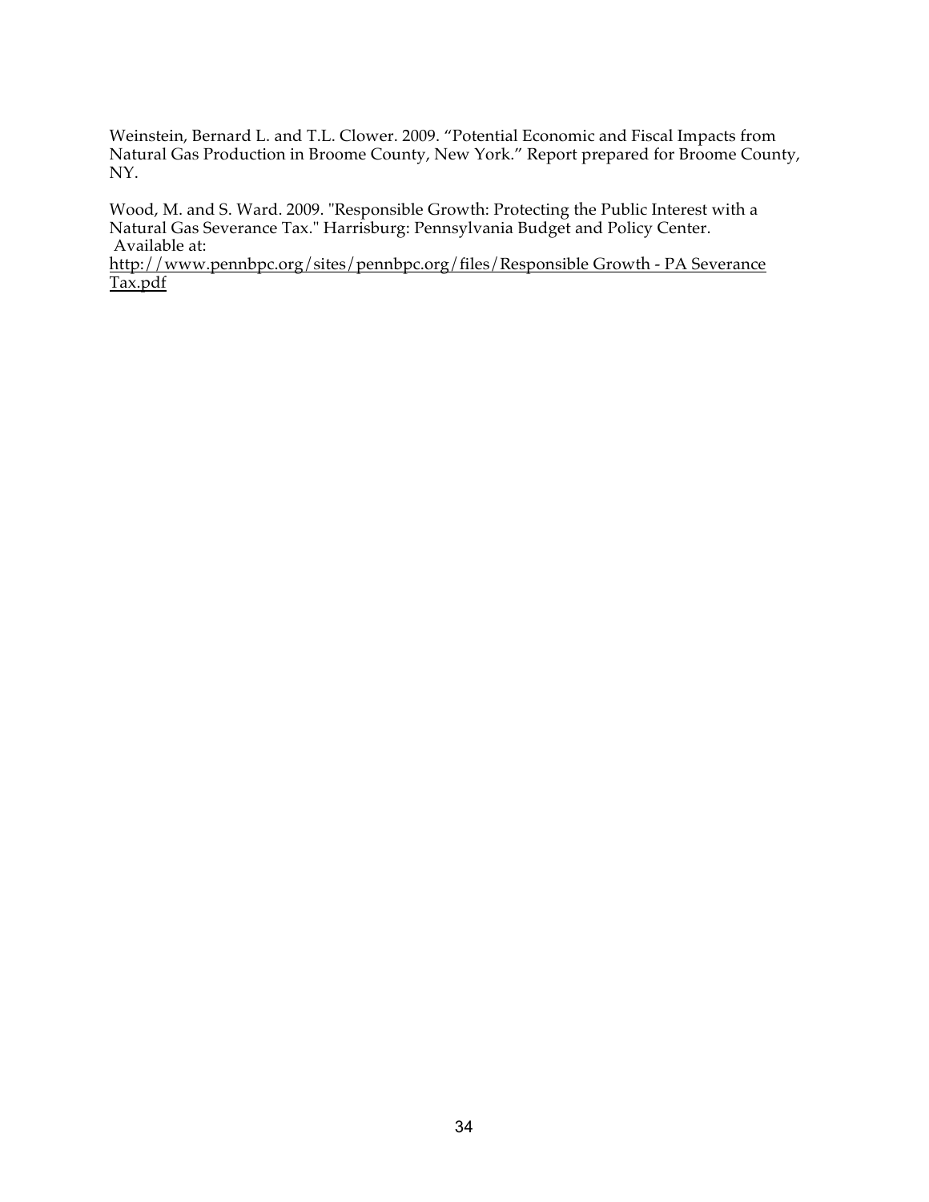Weinstein, Bernard L. and T.L. Clower. 2009. "Potential Economic and Fiscal Impacts from Natural Gas Production in Broome County, New York." Report prepared for Broome County, NY.

Wood, M. and S. Ward. 2009. "Responsible Growth: Protecting the Public Interest with a Natural Gas Severance Tax." Harrisburg: Pennsylvania Budget and Policy Center. Available at: http://www.pennbpc.org/sites/pennbpc.org/files/Responsible Growth - PA Severance Tax.pdf